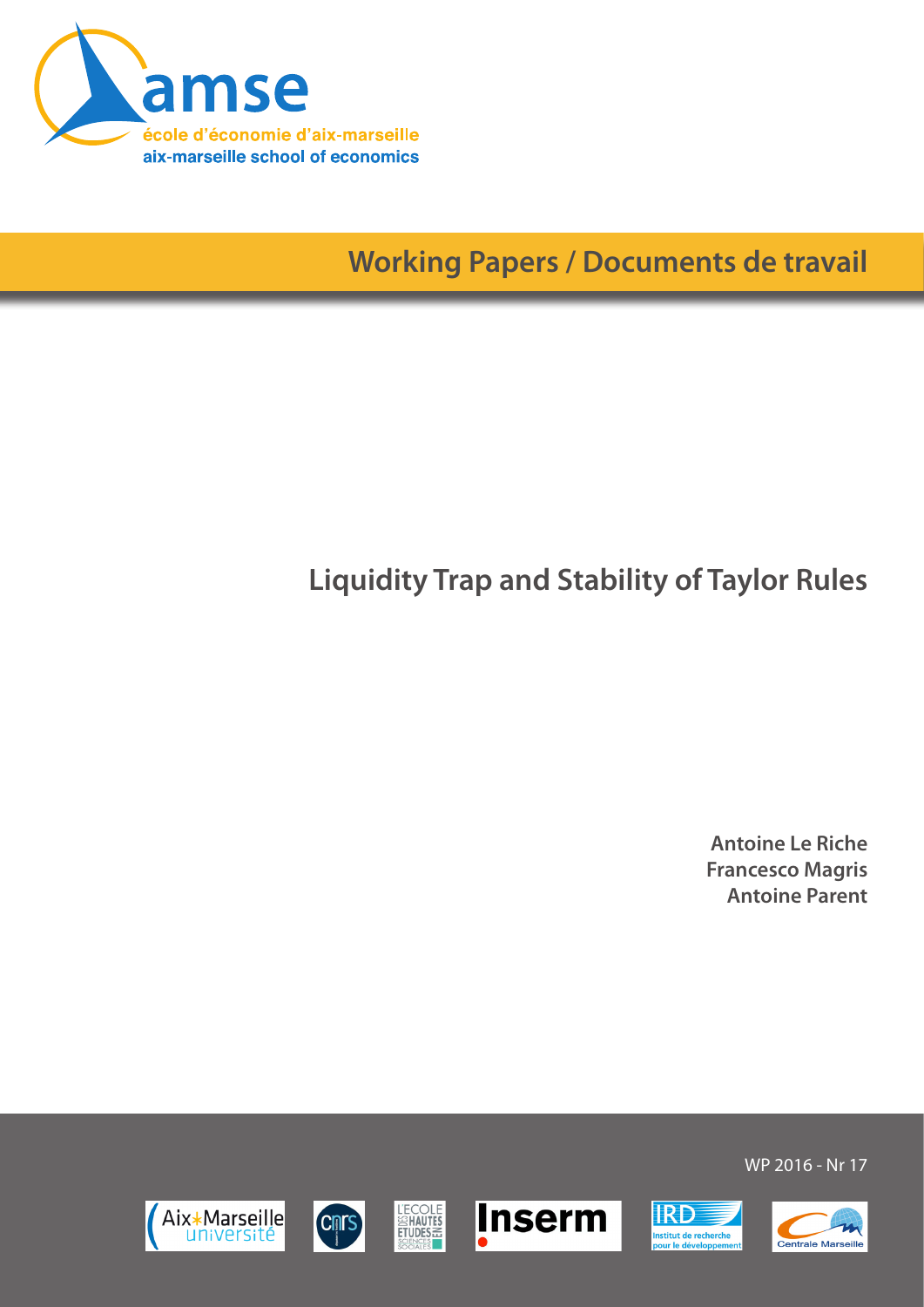amse

école d'économie d'aix-marseille

aix-marseille school of economics

Working Papers / Documents de travail

# Liquidity Trap and Stability of Taylor Rules

**Antoine Le Riche**
**Francesco Magris**
**Antoine Parent**

WP 2016 - Nr 17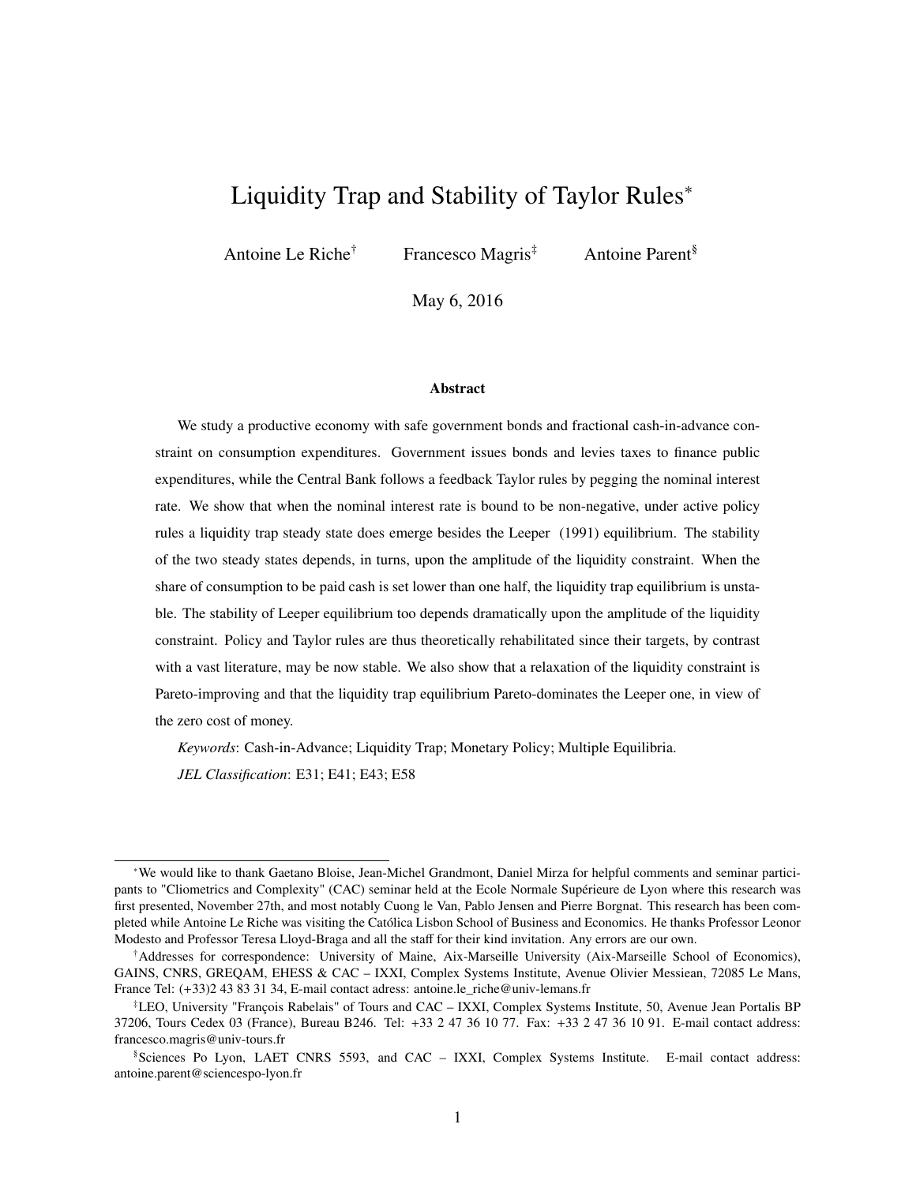# Liquidity Trap and Stability of Taylor Rules*

Antoine Le Riche[†] Francesco Magris[‡] Antoine Parent[§]

May 6, 2016

## Abstract

We study a productive economy with safe government bonds and fractional cash-in-advance constraint on consumption expenditures. Government issues bonds and levies taxes to finance public expenditures, while the Central Bank follows a feedback Taylor rules by pegging the nominal interest rate. We show that when the nominal interest rate is bound to be non-negative, under active policy rules a liquidity trap steady state does emerge besides the Leeper (1991) equilibrium. The stability of the two steady states depends, in turns, upon the amplitude of the liquidity constraint. When the share of consumption to be paid cash is set lower than one half, the liquidity trap equilibrium is unstable. The stability of Leeper equilibrium too depends dramatically upon the amplitude of the liquidity constraint. Policy and Taylor rules are thus theoretically rehabilitated since their targets, by contrast with a vast literature, may be now stable. We also show that a relaxation of the liquidity constraint is Pareto-improving and that the liquidity trap equilibrium Pareto-dominates the Leeper one, in view of the zero cost of money.

*Keywords*: Cash-in-Advance; Liquidity Trap; Monetary Policy; Multiple Equilibria.

*JEL Classification*: E31; E41; E43; E58

---

*We would like to thank Gaetano Bloise, Jean-Michel Grandmont, Daniel Mirza for helpful comments and seminar participants to "Cliometrics and Complexity" (CAC) seminar held at the Ecole Normale Supérieure de Lyon where this research was first presented, November 27th, and most notably Cuong le Van, Pablo Jensen and Pierre Borgnat. This research has been completed while Antoine Le Riche was visiting the Católica Lisbon School of Business and Economics. He thanks Professor Leonor Modesto and Professor Teresa Lloyd-Braga and all the staff for their kind invitation. Any errors are our own.

[†] Addresses for correspondence: University of Maine, Aix-Marseille University (Aix-Marseille School of Economics), GAINS, CNRS, GREQAM, EHESS & CAC – IXXI, Complex Systems Institute, Avenue Olivier Messiean, 72085 Le Mans, France Tel: (+33)2 43 83 31 34, E-mail contact adress: antoine.le_riche@univ-lemans.fr

[‡] LEO, University "François Rabelais" of Tours and CAC – IXXI, Complex Systems Institute, 50, Avenue Jean Portalis BP 37206, Tours Cedex 03 (France), Bureau B246. Tel: +33 2 47 36 10 77. Fax: +33 2 47 36 10 91. E-mail contact address: francesco.magris@univ-tours.fr

[§] Sciences Po Lyon, LAET CNRS 5593, and CAC – IXXI, Complex Systems Institute. E-mail contact address: antoine.parent@sciencespo-lyon.fr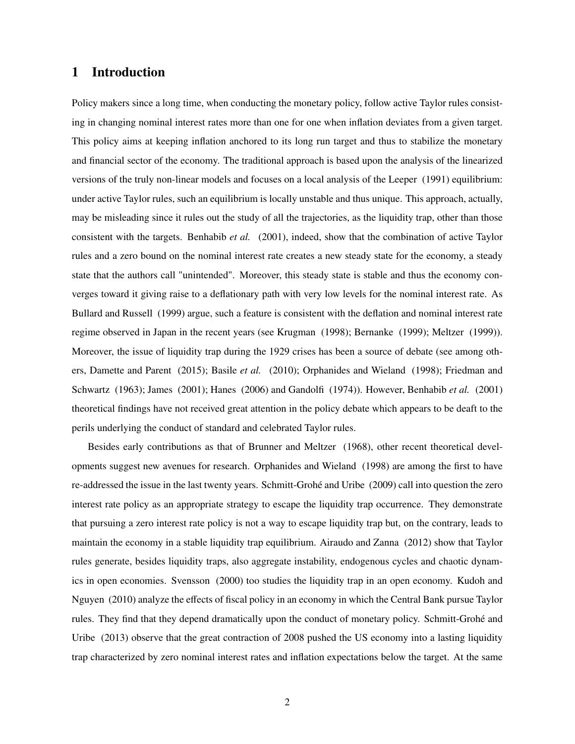# 1 Introduction

Policy makers since a long time, when conducting the monetary policy, follow active Taylor rules consisting in changing nominal interest rates more than one for one when inflation deviates from a given target. This policy aims at keeping inflation anchored to its long run target and thus to stabilize the monetary and financial sector of the economy. The traditional approach is based upon the analysis of the linearized versions of the truly non-linear models and focuses on a local analysis of the Leeper (1991) equilibrium: under active Taylor rules, such an equilibrium is locally unstable and thus unique. This approach, actually, may be misleading since it rules out the study of all the trajectories, as the liquidity trap, other than those consistent with the targets. Benhabib *et al.* (2001), indeed, show that the combination of active Taylor rules and a zero bound on the nominal interest rate creates a new steady state for the economy, a steady state that the authors call "unintended". Moreover, this steady state is stable and thus the economy converges toward it giving raise to a deflationary path with very low levels for the nominal interest rate. As Bullard and Russell (1999) argue, such a feature is consistent with the deflation and nominal interest rate regime observed in Japan in the recent years (see Krugman (1998); Bernanke (1999); Meltzer (1999)). Moreover, the issue of liquidity trap during the 1929 crises has been a source of debate (see among others, Damette and Parent (2015); Basile *et al.* (2010); Orphanides and Wieland (1998); Friedman and Schwartz (1963); James (2001); Hanes (2006) and Gandolfi (1974)). However, Benhabib *et al.* (2001) theoretical findings have not received great attention in the policy debate which appears to be deaft to the perils underlying the conduct of standard and celebrated Taylor rules.

Besides early contributions as that of Brunner and Meltzer (1968), other recent theoretical developments suggest new avenues for research. Orphanides and Wieland (1998) are among the first to have re-addressed the issue in the last twenty years. Schmitt-Grohé and Uribe (2009) call into question the zero interest rate policy as an appropriate strategy to escape the liquidity trap occurrence. They demonstrate that pursuing a zero interest rate policy is not a way to escape liquidity trap but, on the contrary, leads to maintain the economy in a stable liquidity trap equilibrium. Airaudo and Zanna (2012) show that Taylor rules generate, besides liquidity traps, also aggregate instability, endogenous cycles and chaotic dynamics in open economies. Svensson (2000) too studies the liquidity trap in an open economy. Kudoh and Nguyen (2010) analyze the effects of fiscal policy in an economy in which the Central Bank pursue Taylor rules. They find that they depend dramatically upon the conduct of monetary policy. Schmitt-Grohé and Uribe (2013) observe that the great contraction of 2008 pushed the US economy into a lasting liquidity trap characterized by zero nominal interest rates and inflation expectations below the target. At the same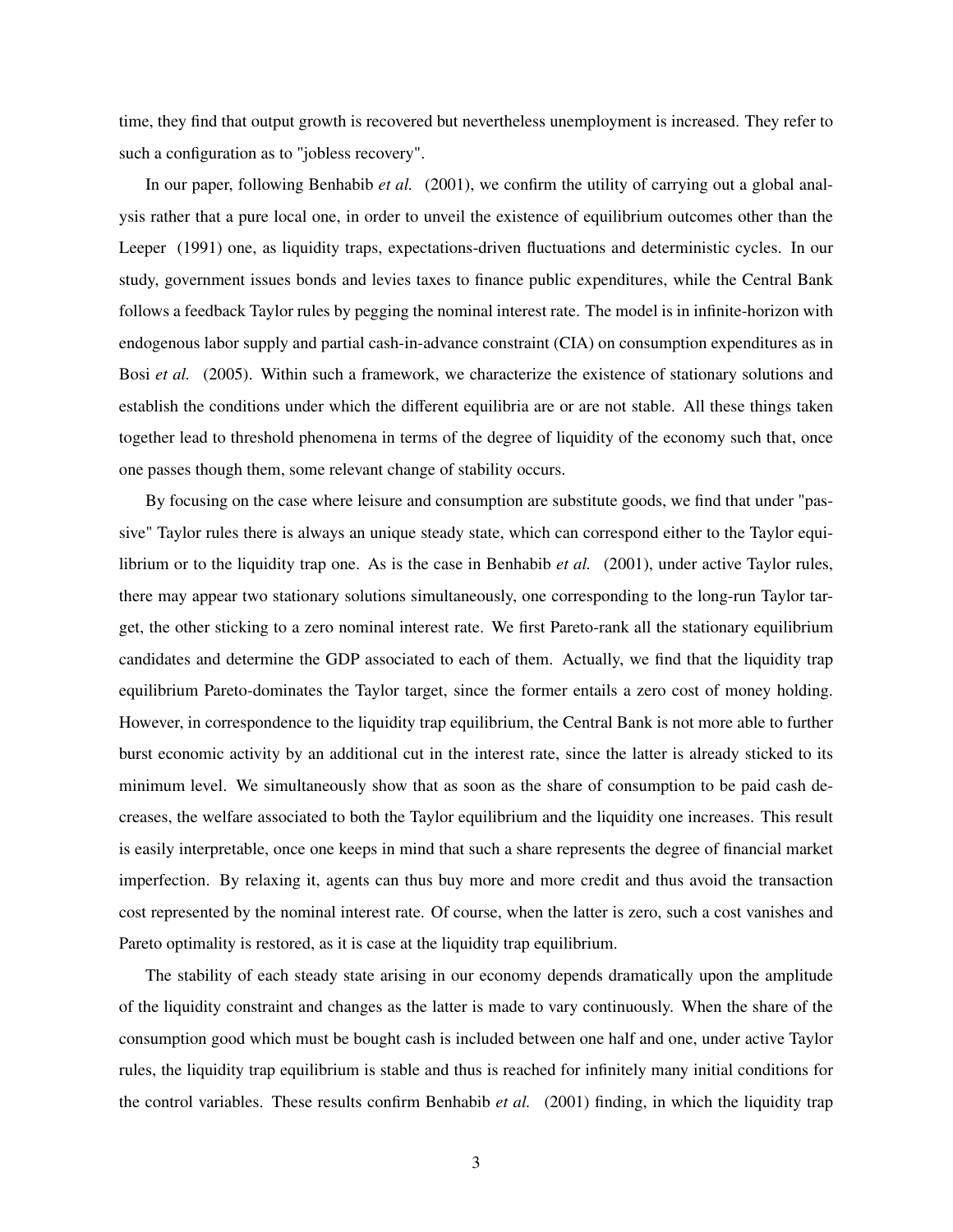time, they find that output growth is recovered but nevertheless unemployment is increased. They refer to such a configuration as to "jobless recovery".

In our paper, following Benhabib *et al.* (2001), we confirm the utility of carrying out a global analysis rather that a pure local one, in order to unveil the existence of equilibrium outcomes other than the Leeper (1991) one, as liquidity traps, expectations-driven fluctuations and deterministic cycles. In our study, government issues bonds and levies taxes to finance public expenditures, while the Central Bank follows a feedback Taylor rules by pegging the nominal interest rate. The model is in infinite-horizon with endogenous labor supply and partial cash-in-advance constraint (CIA) on consumption expenditures as in Bosi *et al.* (2005). Within such a framework, we characterize the existence of stationary solutions and establish the conditions under which the different equilibria are or are not stable. All these things taken together lead to threshold phenomena in terms of the degree of liquidity of the economy such that, once one passes though them, some relevant change of stability occurs.

By focusing on the case where leisure and consumption are substitute goods, we find that under "passive" Taylor rules there is always an unique steady state, which can correspond either to the Taylor equilibrium or to the liquidity trap one. As is the case in Benhabib *et al.* (2001), under active Taylor rules, there may appear two stationary solutions simultaneously, one corresponding to the long-run Taylor target, the other sticking to a zero nominal interest rate. We first Pareto-rank all the stationary equilibrium candidates and determine the GDP associated to each of them. Actually, we find that the liquidity trap equilibrium Pareto-dominates the Taylor target, since the former entails a zero cost of money holding. However, in correspondence to the liquidity trap equilibrium, the Central Bank is not more able to further burst economic activity by an additional cut in the interest rate, since the latter is already sticked to its minimum level. We simultaneously show that as soon as the share of consumption to be paid cash decreases, the welfare associated to both the Taylor equilibrium and the liquidity one increases. This result is easily interpretable, once one keeps in mind that such a share represents the degree of financial market imperfection. By relaxing it, agents can thus buy more and more credit and thus avoid the transaction cost represented by the nominal interest rate. Of course, when the latter is zero, such a cost vanishes and Pareto optimality is restored, as it is case at the liquidity trap equilibrium.

The stability of each steady state arising in our economy depends dramatically upon the amplitude of the liquidity constraint and changes as the latter is made to vary continuously. When the share of the consumption good which must be bought cash is included between one half and one, under active Taylor rules, the liquidity trap equilibrium is stable and thus is reached for infinitely many initial conditions for the control variables. These results confirm Benhabib *et al.* (2001) finding, in which the liquidity trap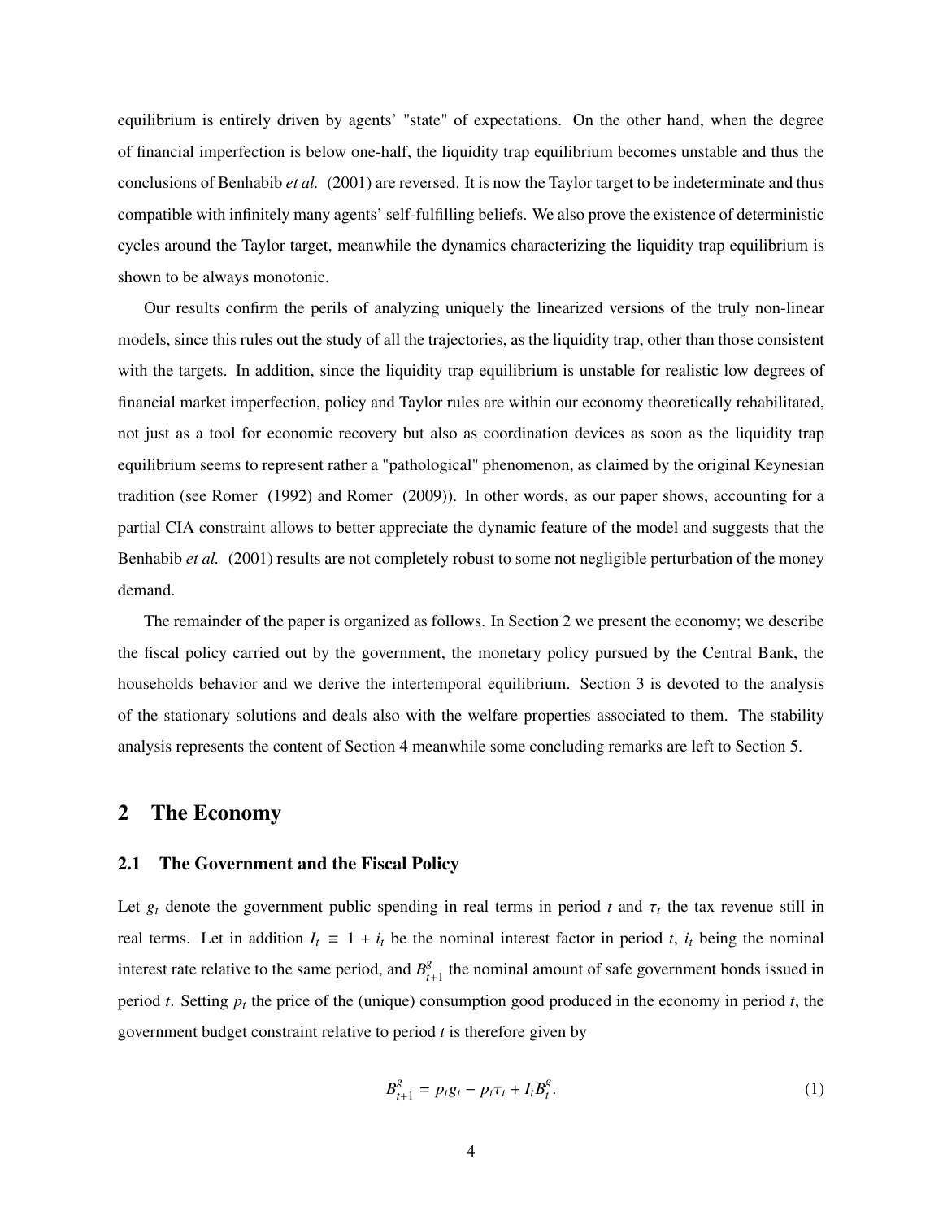equilibrium is entirely driven by agents' "state" of expectations. On the other hand, when the degree of financial imperfection is below one-half, the liquidity trap equilibrium becomes unstable and thus the conclusions of Benhabib *et al.* (2001) are reversed. It is now the Taylor target to be indeterminate and thus compatible with infinitely many agents' self-fulfilling beliefs. We also prove the existence of deterministic cycles around the Taylor target, meanwhile the dynamics characterizing the liquidity trap equilibrium is shown to be always monotonic.

Our results confirm the perils of analyzing uniquely the linearized versions of the truly non-linear models, since this rules out the study of all the trajectories, as the liquidity trap, other than those consistent with the targets. In addition, since the liquidity trap equilibrium is unstable for realistic low degrees of financial market imperfection, policy and Taylor rules are within our economy theoretically rehabilitated, not just as a tool for economic recovery but also as coordination devices as soon as the liquidity trap equilibrium seems to represent rather a "pathological" phenomenon, as claimed by the original Keynesian tradition (see Romer (1992) and Romer (2009)). In other words, as our paper shows, accounting for a partial CIA constraint allows to better appreciate the dynamic feature of the model and suggests that the Benhabib *et al.* (2001) results are not completely robust to some not negligible perturbation of the money demand.

The remainder of the paper is organized as follows. In Section 2 we present the economy; we describe the fiscal policy carried out by the government, the monetary policy pursued by the Central Bank, the households behavior and we derive the intertemporal equilibrium. Section 3 is devoted to the analysis of the stationary solutions and deals also with the welfare properties associated to them. The stability analysis represents the content of Section 4 meanwhile some concluding remarks are left to Section 5.

## 2 The Economy

### 2.1 The Government and the Fiscal Policy

Let $g_t$ denote the government public spending in real terms in period $t$ and $\tau_t$ the tax revenue still in real terms. Let in addition $I_t \equiv 1 + i_t$ be the nominal interest factor in period $t$, $i_t$ being the nominal interest rate relative to the same period, and $B^g_{t+1}$ the nominal amount of safe government bonds issued in period $t$. Setting $p_t$ the price of the (unique) consumption good produced in the economy in period $t$, the government budget constraint relative to period $t$ is therefore given by

$$B^g_{t+1} = p_t g_t - p_t \tau_t + I_t B^g_t. \tag{1}$$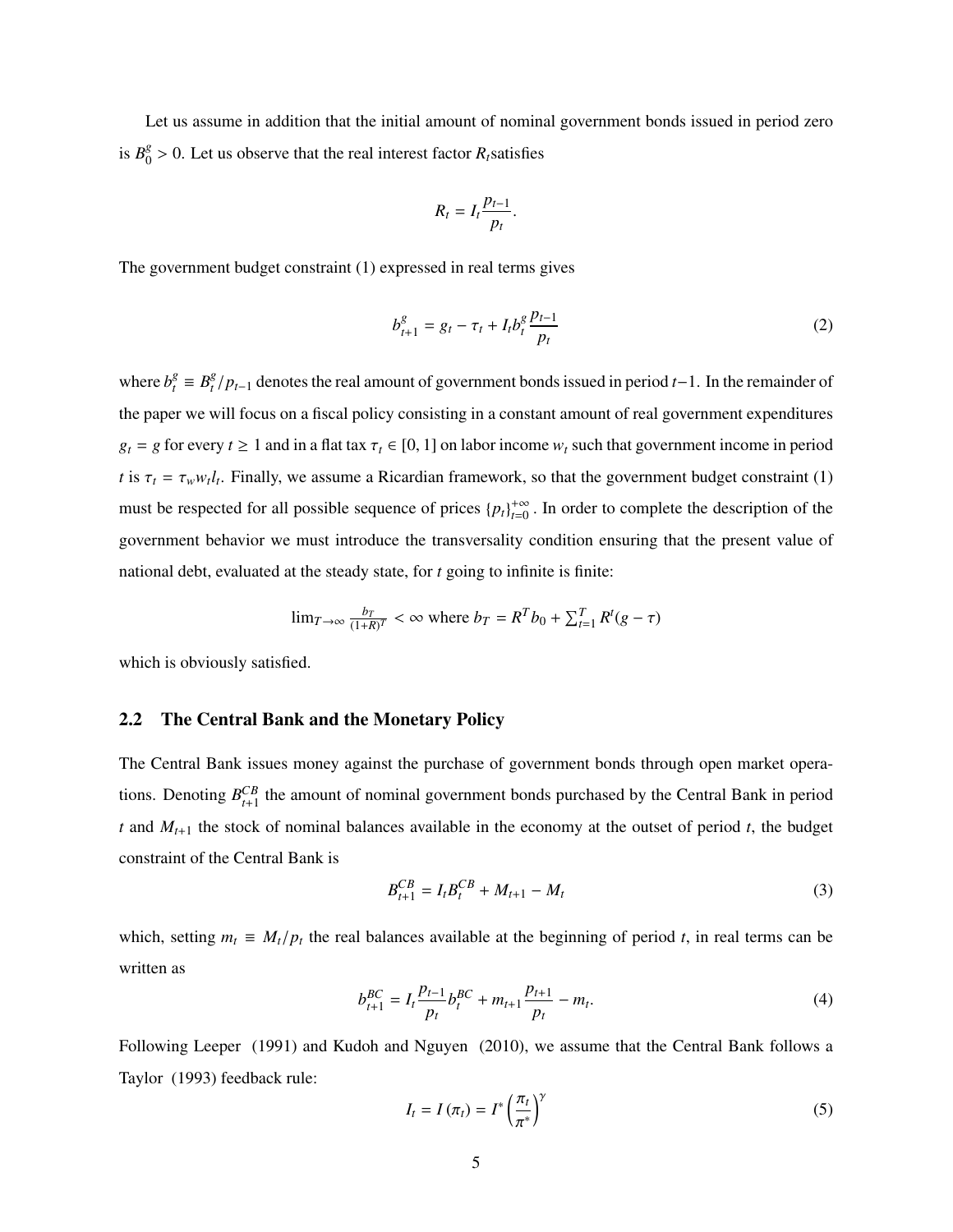Let us assume in addition that the initial amount of nominal government bonds issued in period zero is $B_0^g > 0$. Let us observe that the real interest factor $R_t$satisfies

$$R_t = I_t \frac{p_{t-1}}{p_t}.$$

The government budget constraint (1) expressed in real terms gives

$$b_{t+1}^g = g_t - \tau_t + I_t b_t^g \frac{p_{t-1}}{p_t} \tag{2}$$

where $b_t^g \equiv B_t^g / p_{t-1}$ denotes the real amount of government bonds issued in period $t-1$. In the remainder of the paper we will focus on a fiscal policy consisting in a constant amount of real government expenditures $g_t = g$ for every $t \geq 1$ and in a flat tax $\tau_t \in [0, 1]$ on labor income $w_t$ such that government income in period $t$ is $\tau_t = \tau_w w_t l_t$. Finally, we assume a Ricardian framework, so that the government budget constraint (1) must be respected for all possible sequence of prices $\{p_t\}_{t=0}^{+\infty}$. In order to complete the description of the government behavior we must introduce the transversality condition ensuring that the present value of national debt, evaluated at the steady state, for $t$ going to infinite is finite:

$$\lim_{T \to \infty} \frac{b_T}{(1+R)^T} < \infty \text{ where } b_T = R^T b_0 + \sum_{t=1}^{T} R^t (g - \tau)$$

which is obviously satisfied.

## 2.2 The Central Bank and the Monetary Policy

The Central Bank issues money against the purchase of government bonds through open market operations. Denoting $B_{t+1}^{CB}$ the amount of nominal government bonds purchased by the Central Bank in period $t$ and $M_{t+1}$ the stock of nominal balances available in the economy at the outset of period $t$, the budget constraint of the Central Bank is

$$B_{t+1}^{CB} = I_t B_t^{CB} + M_{t+1} - M_t \tag{3}$$

which, setting $m_t \equiv M_t / p_t$ the real balances available at the beginning of period $t$, in real terms can be written as

$$b_{t+1}^{BC} = I_t \frac{p_{t-1}}{p_t} b_t^{BC} + m_{t+1} \frac{p_{t+1}}{p_t} - m_t. \tag{4}$$

Following Leeper (1991) and Kudoh and Nguyen (2010), we assume that the Central Bank follows a Taylor (1993) feedback rule:

$$I_t = I(\pi_t) = I^* \left( \frac{\pi_t}{\pi^*} \right)^{\gamma} \tag{5}$$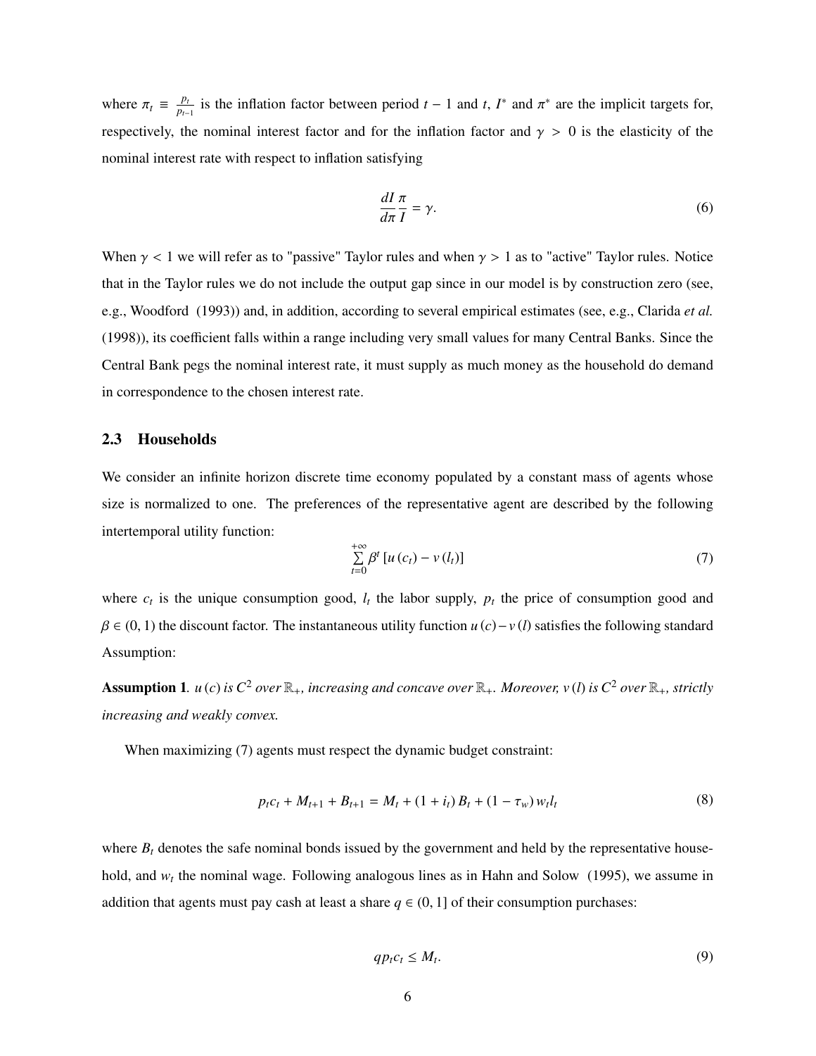where $\pi_t \equiv \frac{p_t}{p_{t-1}}$ is the inflation factor between period $t-1$ and $t$, $I^*$ and $\pi^*$ are the implicit targets for, respectively, the nominal interest factor and for the inflation factor and $\gamma > 0$ is the elasticity of the nominal interest rate with respect to inflation satisfying

$$\frac{dI}{d\pi}\frac{\pi}{I} = \gamma. \tag{6}$$

When $\gamma < 1$ we will refer as to "passive" Taylor rules and when $\gamma > 1$ as to "active" Taylor rules. Notice that in the Taylor rules we do not include the output gap since in our model is by construction zero (see, e.g., Woodford (1993)) and, in addition, according to several empirical estimates (see, e.g., Clarida *et al.* (1998)), its coefficient falls within a range including very small values for many Central Banks. Since the Central Bank pegs the nominal interest rate, it must supply as much money as the household do demand in correspondence to the chosen interest rate.

### 2.3 Households

We consider an infinite horizon discrete time economy populated by a constant mass of agents whose size is normalized to one. The preferences of the representative agent are described by the following intertemporal utility function:

$$\sum_{t=0}^{+\infty} \beta^t \left[u\left(c_t\right) - v\left(l_t\right)\right] \tag{7}$$

where $c_t$ is the unique consumption good, $l_t$ the labor supply, $p_t$ the price of consumption good and $\beta \in (0,1)$ the discount factor. The instantaneous utility function $u(c) - v(l)$ satisfies the following standard Assumption:

**Assumption 1.** *$u(c)$ is $C^2$ over $\mathbb{R}_+$, increasing and concave over $\mathbb{R}_+$. Moreover, $v(l)$ is $C^2$ over $\mathbb{R}_+$, strictly increasing and weakly convex.*

When maximizing (7) agents must respect the dynamic budget constraint:

$$p_t c_t + M_{t+1} + B_{t+1} = M_t + (1 + i_t) B_t + (1 - \tau_w) w_t l_t \tag{8}$$

where $B_t$ denotes the safe nominal bonds issued by the government and held by the representative household, and $w_t$ the nominal wage. Following analogous lines as in Hahn and Solow (1995), we assume in addition that agents must pay cash at least a share $q \in (0, 1]$ of their consumption purchases:

$$q p_t c_t \leq M_t. \tag{9}$$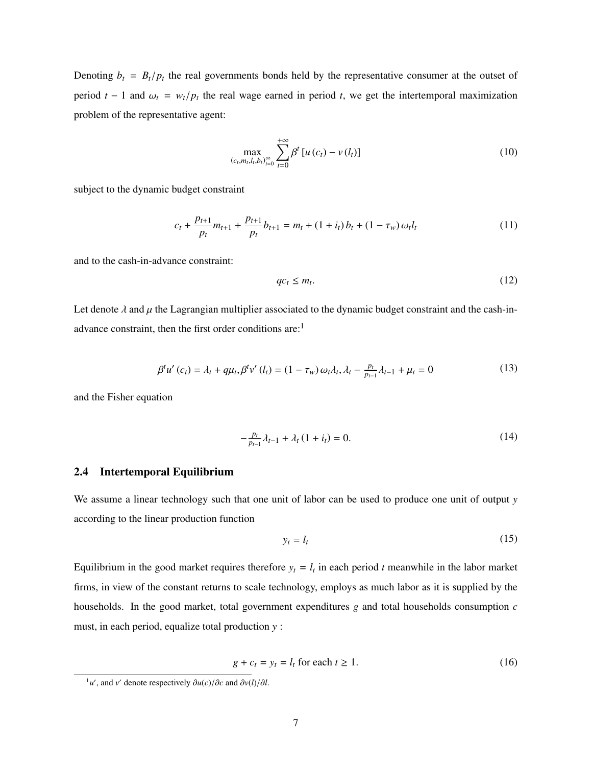Denoting $b_t = B_t/p_t$ the real governments bonds held by the representative consumer at the outset of period $t-1$ and $\omega_t = w_t/p_t$ the real wage earned in period $t$, we get the intertemporal maximization problem of the representative agent:

$$\max_{(c_t, m_t, l_t, b_t)_{t=0}^{\infty}} \sum_{t=0}^{+\infty} \beta^t \left[ u(c_t) - v(l_t) \right] \tag{10}$$

subject to the dynamic budget constraint

$$c_t + \frac{p_{t+1}}{p_t} m_{t+1} + \frac{p_{t+1}}{p_t} b_{t+1} = m_t + (1 + i_t) b_t + (1 - \tau_w) \omega_t l_t \tag{11}$$

and to the cash-in-advance constraint:

$$q c_t \leq m_t. \tag{12}$$

Let denote $\lambda$ and $\mu$ the Lagrangian multiplier associated to the dynamic budget constraint and the cash-in-advance constraint, then the first order conditions are:[1]

$$\beta^t u'(c_t) = \lambda_t + q\mu_t, \beta^t v'(l_t) = (1 - \tau_w) \omega_t \lambda_t, \lambda_t - \tfrac{p_t}{p_{t-1}} \lambda_{t-1} + \mu_t = 0 \tag{13}$$

and the Fisher equation

$$-\tfrac{p_t}{p_{t-1}} \lambda_{t-1} + \lambda_t (1 + i_t) = 0. \tag{14}$$

### 2.4 Intertemporal Equilibrium

We assume a linear technology such that one unit of labor can be used to produce one unit of output $y$ according to the linear production function

$$y_t = l_t \tag{15}$$

Equilibrium in the good market requires therefore $y_t = l_t$ in each period $t$ meanwhile in the labor market firms, in view of the constant returns to scale technology, employs as much labor as it is supplied by the households. In the good market, total government expenditures $g$ and total households consumption $c$ must, in each period, equalize total production $y$ :

$$g + c_t = y_t = l_t \text{ for each } t \geq 1. \tag{16}$$

[1] $u'$, and $v'$ denote respectively $\partial u(c)/\partial c$ and $\partial v(l)/\partial l$.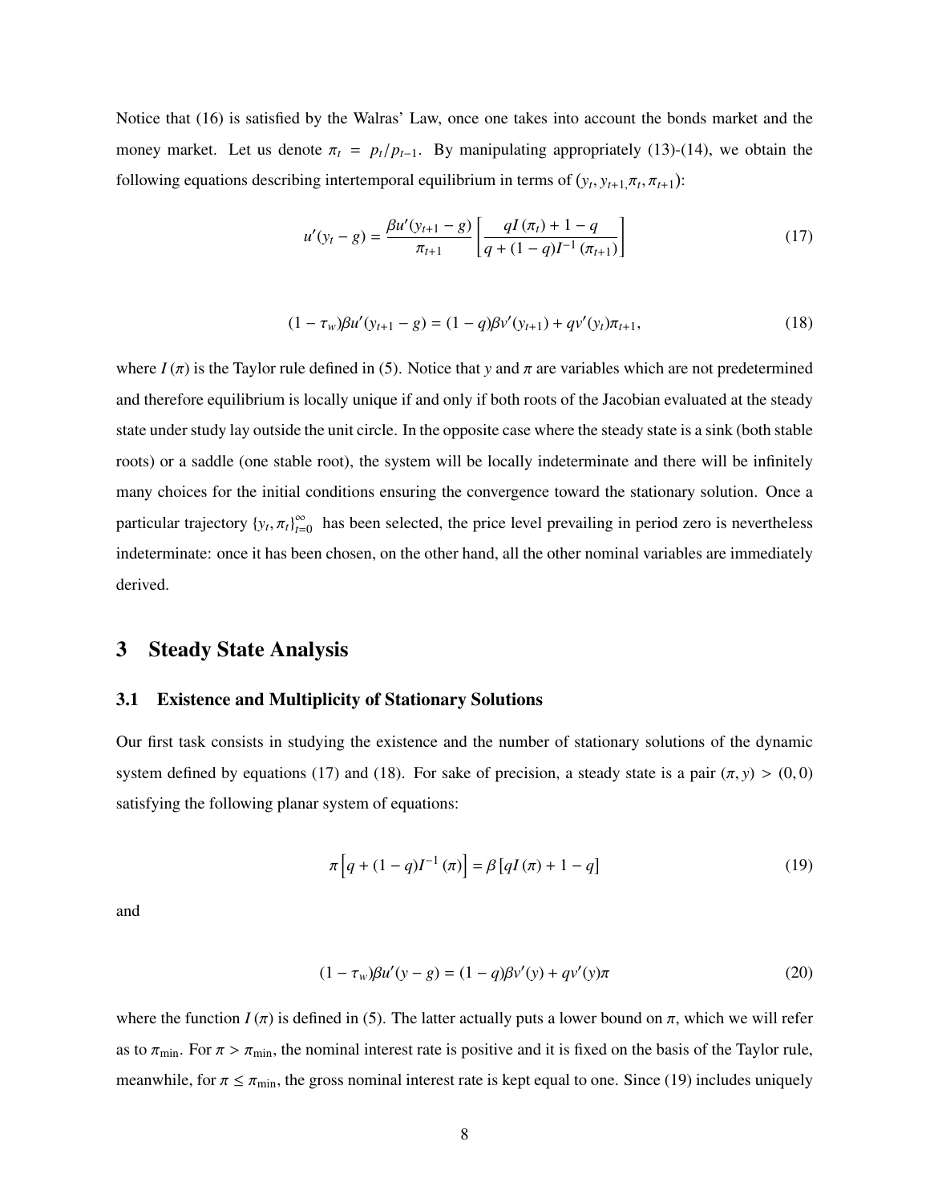Notice that (16) is satisfied by the Walras' Law, once one takes into account the bonds market and the money market. Let us denote $\pi_t = p_t/p_{t-1}$. By manipulating appropriately (13)-(14), we obtain the following equations describing intertemporal equilibrium in terms of $(y_t, y_{t+1}, \pi_t, \pi_{t+1})$:

$$u'(y_t - g) = \frac{\beta u'(y_{t+1} - g)}{\pi_{t+1}} \left[ \frac{qI(\pi_t) + 1 - q}{q + (1-q)I^{-1}(\pi_{t+1})} \right] \tag{17}$$

$$(1 - \tau_w)\beta u'(y_{t+1} - g) = (1-q)\beta v'(y_{t+1}) + qv'(y_t)\pi_{t+1}, \tag{18}$$

where $I(\pi)$ is the Taylor rule defined in (5). Notice that $y$ and $\pi$ are variables which are not predetermined and therefore equilibrium is locally unique if and only if both roots of the Jacobian evaluated at the steady state under study lay outside the unit circle. In the opposite case where the steady state is a sink (both stable roots) or a saddle (one stable root), the system will be locally indeterminate and there will be infinitely many choices for the initial conditions ensuring the convergence toward the stationary solution. Once a particular trajectory $\{y_t, \pi_t\}_{t=0}^{\infty}$ has been selected, the price level prevailing in period zero is nevertheless indeterminate: once it has been chosen, on the other hand, all the other nominal variables are immediately derived.

# 3 Steady State Analysis

## 3.1 Existence and Multiplicity of Stationary Solutions

Our first task consists in studying the existence and the number of stationary solutions of the dynamic system defined by equations (17) and (18). For sake of precision, a steady state is a pair $(\pi, y) > (0, 0)$ satisfying the following planar system of equations:

$$\pi \left[ q + (1-q)I^{-1}(\pi) \right] = \beta \left[ qI(\pi) + 1 - q \right] \tag{19}$$

and

$$(1 - \tau_w)\beta u'(y - g) = (1-q)\beta v'(y) + qv'(y)\pi \tag{20}$$

where the function $I(\pi)$ is defined in (5). The latter actually puts a lower bound on $\pi$, which we will refer as to $\pi_{\min}$. For $\pi > \pi_{\min}$, the nominal interest rate is positive and it is fixed on the basis of the Taylor rule, meanwhile, for $\pi \leq \pi_{\min}$, the gross nominal interest rate is kept equal to one. Since (19) includes uniquely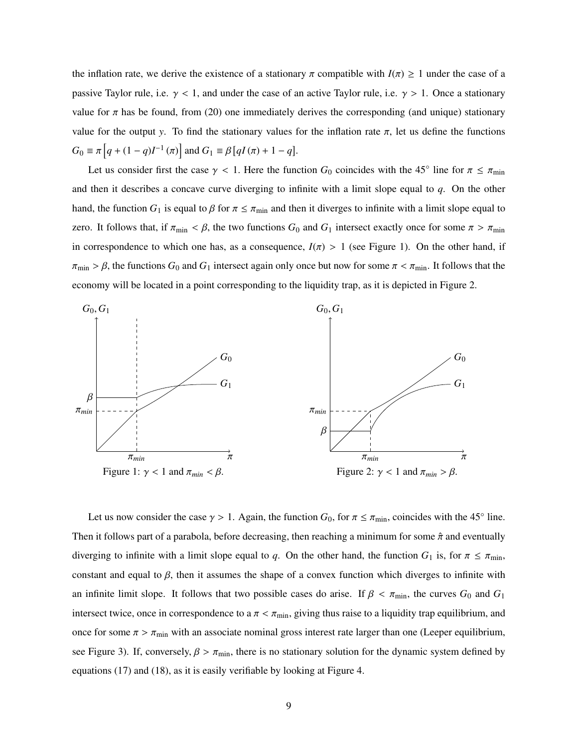the inflation rate, we derive the existence of a stationary $\pi$ compatible with $I(\pi) \geq 1$ under the case of a passive Taylor rule, i.e. $\gamma < 1$, and under the case of an active Taylor rule, i.e. $\gamma > 1$. Once a stationary value for $\pi$ has be found, from (20) one immediately derives the corresponding (and unique) stationary value for the output $y$. To find the stationary values for the inflation rate $\pi$, let us define the functions $G_0 \equiv \pi \left[ q + (1-q) I^{-1}(\pi) \right]$ and $G_1 \equiv \beta \left[ qI(\pi) + 1 - q \right]$.

Let us consider first the case $\gamma < 1$. Here the function $G_0$ coincides with the $45^\circ$ line for $\pi \leq \pi_{\min}$ and then it describes a concave curve diverging to infinite with a limit slope equal to $q$. On the other hand, the function $G_1$ is equal to $\beta$ for $\pi \leq \pi_{\min}$ and then it diverges to infinite with a limit slope equal to zero. It follows that, if $\pi_{\min} < \beta$, the two functions $G_0$ and $G_1$ intersect exactly once for some $\pi > \pi_{\min}$ in correspondence to which one has, as a consequence, $I(\pi) > 1$ (see Figure 1). On the other hand, if $\pi_{\min} > \beta$, the functions $G_0$ and $G_1$ intersect again only once but now for some $\pi < \pi_{\min}$. It follows that the economy will be located in a point corresponding to the liquidity trap, as it is depicted in Figure 2.

Figure 1: $\gamma < 1$ and $\pi_{min} < \beta$.

Figure 2: $\gamma < 1$ and $\pi_{min} > \beta$.

Let us now consider the case $\gamma > 1$. Again, the function $G_0$, for $\pi \leq \pi_{\min}$, coincides with the $45^\circ$ line. Then it follows part of a parabola, before decreasing, then reaching a minimum for some $\hat{\pi}$ and eventually diverging to infinite with a limit slope equal to $q$. On the other hand, the function $G_1$ is, for $\pi \leq \pi_{\min}$, constant and equal to $\beta$, then it assumes the shape of a convex function which diverges to infinite with an infinite limit slope. It follows that two possible cases do arise. If $\beta < \pi_{\min}$, the curves $G_0$ and $G_1$ intersect twice, once in correspondence to a $\pi < \pi_{\min}$, giving thus raise to a liquidity trap equilibrium, and once for some $\pi > \pi_{\min}$ with an associate nominal gross interest rate larger than one (Leeper equilibrium, see Figure 3). If, conversely, $\beta > \pi_{\min}$, there is no stationary solution for the dynamic system defined by equations (17) and (18), as it is easily verifiable by looking at Figure 4.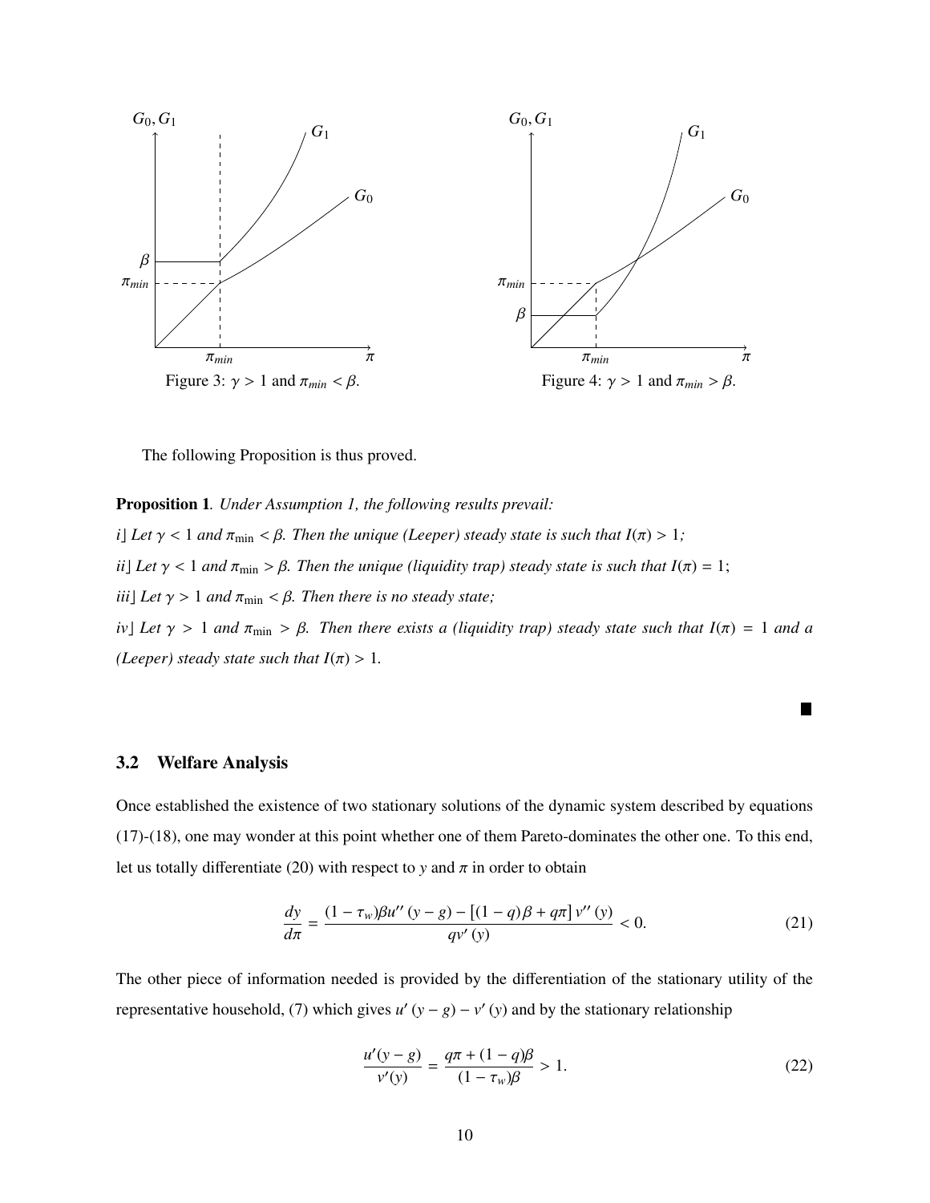Figure 3: $\gamma > 1$ and $\pi_{min} < \beta$.

Figure 4: $\gamma > 1$ and $\pi_{min} > \beta$.

The following Proposition is thus proved.

**Proposition 1**. *Under Assumption 1, the following results prevail:*

*i] Let $\gamma < 1$ and $\pi_{\min} < \beta$. Then the unique (Leeper) steady state is such that $I(\pi) > 1$;*

*ii] Let $\gamma < 1$ and $\pi_{\min} > \beta$. Then the unique (liquidity trap) steady state is such that $I(\pi) = 1$;*

*iii] Let $\gamma > 1$ and $\pi_{\min} < \beta$. Then there is no steady state;*

*iv] Let $\gamma > 1$ and $\pi_{\min} > \beta$. Then there exists a (liquidity trap) steady state such that $I(\pi) = 1$ and a (Leeper) steady state such that $I(\pi) > 1$.*

■

### 3.2 Welfare Analysis

Once established the existence of two stationary solutions of the dynamic system described by equations (17)-(18), one may wonder at this point whether one of them Pareto-dominates the other one. To this end, let us totally differentiate (20) with respect to $y$ and $\pi$ in order to obtain

$$\frac{dy}{d\pi} = \frac{(1-\tau_w)\beta u''(y-g) - [(1-q)\beta + q\pi] v''(y)}{qv'(y)} < 0. \tag{21}$$

The other piece of information needed is provided by the differentiation of the stationary utility of the representative household, (7) which gives $u'(y-g) - v'(y)$ and by the stationary relationship

$$\frac{u'(y-g)}{v'(y)} = \frac{q\pi + (1-q)\beta}{(1-\tau_w)\beta} > 1. \tag{22}$$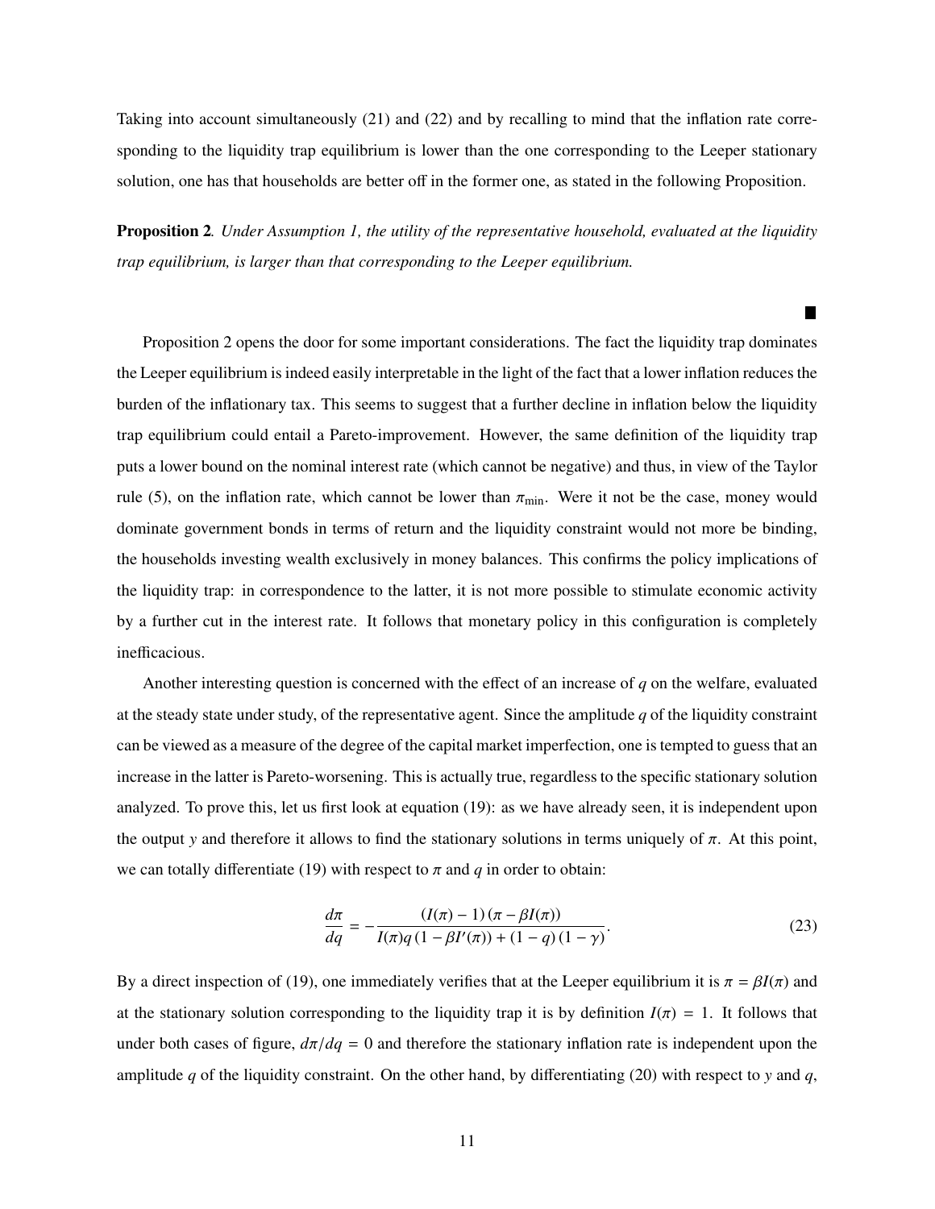Taking into account simultaneously (21) and (22) and by recalling to mind that the inflation rate corresponding to the liquidity trap equilibrium is lower than the one corresponding to the Leeper stationary solution, one has that households are better off in the former one, as stated in the following Proposition.

**Proposition 2**. *Under Assumption 1, the utility of the representative household, evaluated at the liquidity trap equilibrium, is larger than that corresponding to the Leeper equilibrium.*

■

Proposition 2 opens the door for some important considerations. The fact the liquidity trap dominates the Leeper equilibrium is indeed easily interpretable in the light of the fact that a lower inflation reduces the burden of the inflationary tax. This seems to suggest that a further decline in inflation below the liquidity trap equilibrium could entail a Pareto-improvement. However, the same definition of the liquidity trap puts a lower bound on the nominal interest rate (which cannot be negative) and thus, in view of the Taylor rule (5), on the inflation rate, which cannot be lower than $\pi_{\min}$. Were it not be the case, money would dominate government bonds in terms of return and the liquidity constraint would not more be binding, the households investing wealth exclusively in money balances. This confirms the policy implications of the liquidity trap: in correspondence to the latter, it is not more possible to stimulate economic activity by a further cut in the interest rate. It follows that monetary policy in this configuration is completely inefficacious.

Another interesting question is concerned with the effect of an increase of $q$ on the welfare, evaluated at the steady state under study, of the representative agent. Since the amplitude $q$ of the liquidity constraint can be viewed as a measure of the degree of the capital market imperfection, one is tempted to guess that an increase in the latter is Pareto-worsening. This is actually true, regardless to the specific stationary solution analyzed. To prove this, let us first look at equation (19): as we have already seen, it is independent upon the output $y$ and therefore it allows to find the stationary solutions in terms uniquely of $\pi$. At this point, we can totally differentiate (19) with respect to $\pi$ and $q$ in order to obtain:

$$\frac{d\pi}{dq} = -\frac{(I(\pi) - 1)(\pi - \beta I(\pi))}{I(\pi)q(1 - \beta I'(\pi)) + (1 - q)(1 - \gamma)}. \tag{23}$$

By a direct inspection of (19), one immediately verifies that at the Leeper equilibrium it is $\pi = \beta I(\pi)$ and at the stationary solution corresponding to the liquidity trap it is by definition $I(\pi) = 1$. It follows that under both cases of figure, $d\pi/dq = 0$ and therefore the stationary inflation rate is independent upon the amplitude $q$ of the liquidity constraint. On the other hand, by differentiating (20) with respect to $y$ and $q$,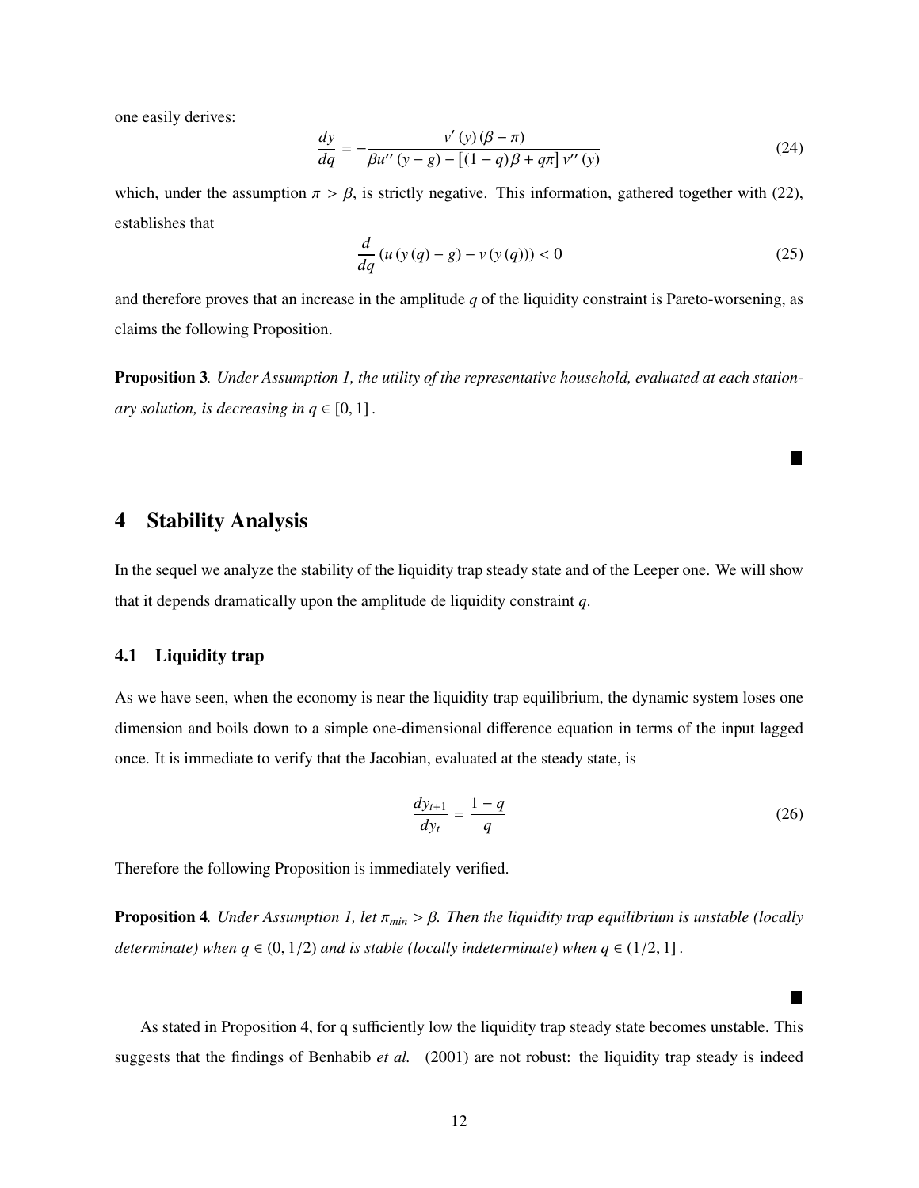one easily derives:

$$\frac{dy}{dq} = -\frac{v'(y)(\beta - \pi)}{\beta u''(y - g) - [(1 - q)\beta + q\pi] v''(y)} \tag{24}$$

which, under the assumption $\pi > \beta$, is strictly negative. This information, gathered together with (22), establishes that

$$\frac{d}{dq}(u(y(q) - g) - v(y(q))) < 0 \tag{25}$$

and therefore proves that an increase in the amplitude $q$ of the liquidity constraint is Pareto-worsening, as claims the following Proposition.

**Proposition 3**. *Under Assumption 1, the utility of the representative household, evaluated at each stationary solution, is decreasing in $q \in [0, 1]$.*

■

# 4 Stability Analysis

In the sequel we analyze the stability of the liquidity trap steady state and of the Leeper one. We will show that it depends dramatically upon the amplitude de liquidity constraint $q$.

## 4.1 Liquidity trap

As we have seen, when the economy is near the liquidity trap equilibrium, the dynamic system loses one dimension and boils down to a simple one-dimensional difference equation in terms of the input lagged once. It is immediate to verify that the Jacobian, evaluated at the steady state, is

$$\frac{dy_{t+1}}{dy_t} = \frac{1 - q}{q} \tag{26}$$

Therefore the following Proposition is immediately verified.

**Proposition 4**. *Under Assumption 1, let $\pi_{min} > \beta$. Then the liquidity trap equilibrium is unstable (locally determinate) when $q \in (0, 1/2)$ and is stable (locally indeterminate) when $q \in (1/2, 1]$.*

■

As stated in Proposition 4, for q sufficiently low the liquidity trap steady state becomes unstable. This suggests that the findings of Benhabib *et al.* (2001) are not robust: the liquidity trap steady is indeed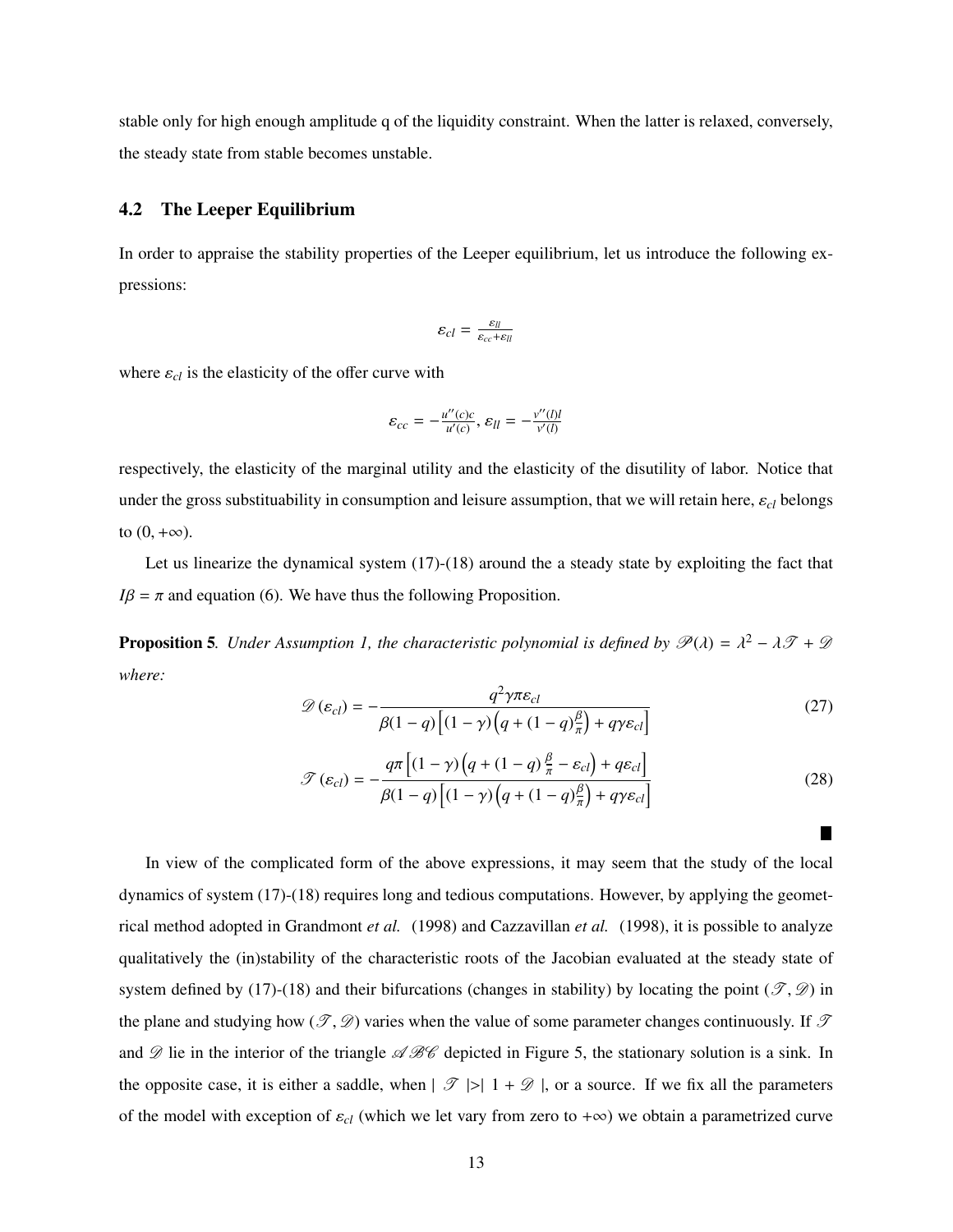stable only for high enough amplitude q of the liquidity constraint. When the latter is relaxed, conversely, the steady state from stable becomes unstable.

### 4.2 The Leeper Equilibrium

In order to appraise the stability properties of the Leeper equilibrium, let us introduce the following expressions:

$$\varepsilon_{cl} = \frac{\varepsilon_{ll}}{\varepsilon_{cc} + \varepsilon_{ll}}$$

where $\varepsilon_{cl}$ is the elasticity of the offer curve with

$$\varepsilon_{cc} = -\frac{u''(c)c}{u'(c)}, \ \varepsilon_{ll} = -\frac{v''(l)l}{v'(l)}$$

respectively, the elasticity of the marginal utility and the elasticity of the disutility of labor. Notice that under the gross substituability in consumption and leisure assumption, that we will retain here, $\varepsilon_{cl}$ belongs to $(0, +\infty)$.

Let us linearize the dynamical system (17)-(18) around the a steady state by exploiting the fact that $I\beta = \pi$ and equation (6). We have thus the following Proposition.

**Proposition 5**. *Under Assumption 1, the characteristic polynomial is defined by* $\mathscr{P}(\lambda) = \lambda^2 - \lambda\mathscr{T} + \mathscr{D}$ *where:*

$$\mathscr{D}(\varepsilon_{cl}) = -\frac{q^2\gamma\pi\varepsilon_{cl}}{\beta(1-q)\left[(1-\gamma)\left(q + (1-q)\frac{\beta}{\pi}\right) + q\gamma\varepsilon_{cl}\right]} \tag{27}$$

$$\mathscr{T}(\varepsilon_{cl}) = -\frac{q\pi\left[(1-\gamma)\left(q + (1-q)\frac{\beta}{\pi} - \varepsilon_{cl}\right) + q\varepsilon_{cl}\right]}{\beta(1-q)\left[(1-\gamma)\left(q + (1-q)\frac{\beta}{\pi}\right) + q\gamma\varepsilon_{cl}\right]} \tag{28}$$

■

In view of the complicated form of the above expressions, it may seem that the study of the local dynamics of system (17)-(18) requires long and tedious computations. However, by applying the geometrical method adopted in Grandmont *et al.* (1998) and Cazzavillan *et al.* (1998), it is possible to analyze qualitatively the (in)stability of the characteristic roots of the Jacobian evaluated at the steady state of system defined by (17)-(18) and their bifurcations (changes in stability) by locating the point $(\mathscr{T}, \mathscr{D})$ in the plane and studying how $(\mathscr{T}, \mathscr{D})$ varies when the value of some parameter changes continuously. If $\mathscr{T}$ and $\mathscr{D}$ lie in the interior of the triangle $\mathscr{ABC}$ depicted in Figure 5, the stationary solution is a sink. In the opposite case, it is either a saddle, when $|\ \mathscr{T}\ |>|\ 1 + \mathscr{D}\ |$, or a source. If we fix all the parameters of the model with exception of $\varepsilon_{cl}$ (which we let vary from zero to $+\infty$) we obtain a parametrized curve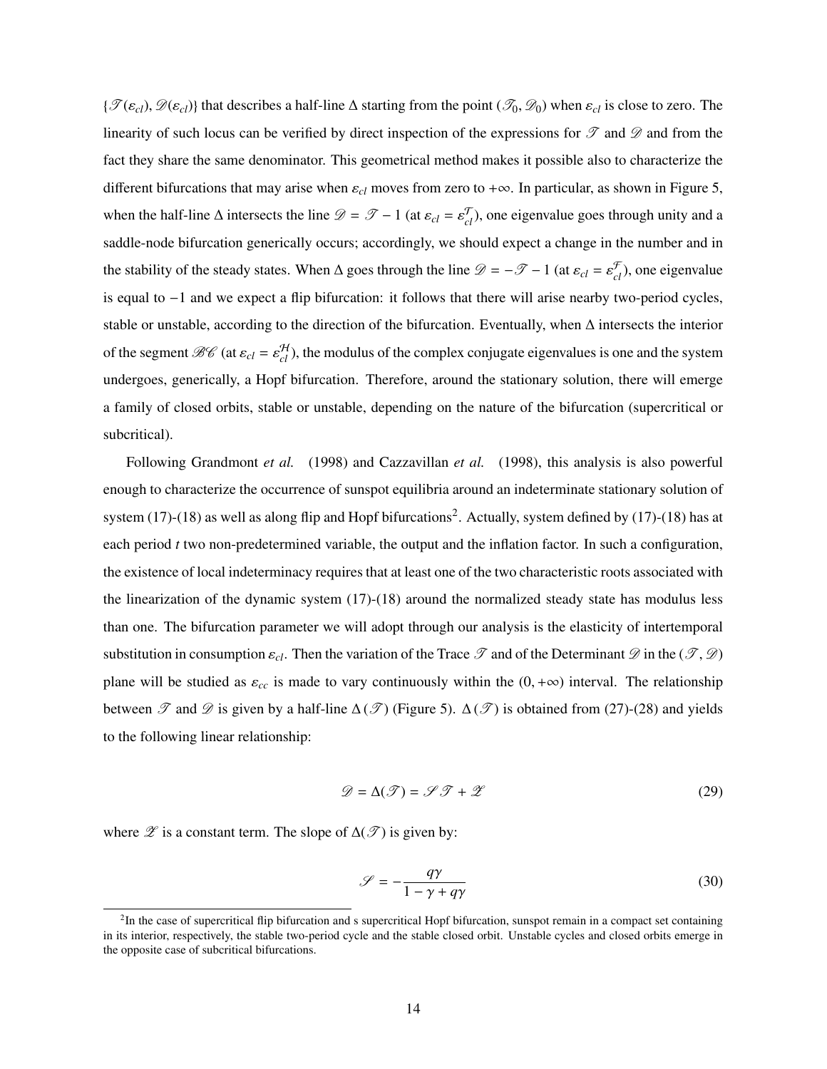$\{\mathscr{T}(\varepsilon_{cl}), \mathscr{D}(\varepsilon_{cl})\}$ that describes a half-line $\Delta$ starting from the point $(\mathscr{T}_0, \mathscr{D}_0)$ when $\varepsilon_{cl}$ is close to zero. The linearity of such locus can be verified by direct inspection of the expressions for $\mathscr{T}$ and $\mathscr{D}$ and from the fact they share the same denominator. This geometrical method makes it possible also to characterize the different bifurcations that may arise when $\varepsilon_{cl}$ moves from zero to $+\infty$. In particular, as shown in Figure 5, when the half-line $\Delta$ intersects the line $\mathscr{D} = \mathscr{T} - 1$ (at $\varepsilon_{cl} = \varepsilon_{cl}^{\mathcal{T}}$), one eigenvalue goes through unity and a saddle-node bifurcation generically occurs; accordingly, we should expect a change in the number and in the stability of the steady states. When $\Delta$ goes through the line $\mathscr{D} = -\mathscr{T} - 1$ (at $\varepsilon_{cl} = \varepsilon_{cl}^{\mathcal{F}}$), one eigenvalue is equal to $-1$ and we expect a flip bifurcation: it follows that there will arise nearby two-period cycles, stable or unstable, according to the direction of the bifurcation. Eventually, when $\Delta$ intersects the interior of the segment $\mathscr{BC}$ (at $\varepsilon_{cl} = \varepsilon_{cl}^{\mathcal{H}}$), the modulus of the complex conjugate eigenvalues is one and the system undergoes, generically, a Hopf bifurcation. Therefore, around the stationary solution, there will emerge a family of closed orbits, stable or unstable, depending on the nature of the bifurcation (supercritical or subcritical).

Following Grandmont *et al.* (1998) and Cazzavillan *et al.* (1998), this analysis is also powerful enough to characterize the occurrence of sunspot equilibria around an indeterminate stationary solution of system (17)-(18) as well as along flip and Hopf bifurcations[2]. Actually, system defined by (17)-(18) has at each period $t$ two non-predetermined variable, the output and the inflation factor. In such a configuration, the existence of local indeterminacy requires that at least one of the two characteristic roots associated with the linearization of the dynamic system (17)-(18) around the normalized steady state has modulus less than one. The bifurcation parameter we will adopt through our analysis is the elasticity of intertemporal substitution in consumption $\varepsilon_{cl}$. Then the variation of the Trace $\mathscr{T}$ and of the Determinant $\mathscr{D}$ in the $(\mathscr{T}, \mathscr{D})$ plane will be studied as $\varepsilon_{cc}$ is made to vary continuously within the $(0, +\infty)$ interval. The relationship between $\mathscr{T}$ and $\mathscr{D}$ is given by a half-line $\Delta(\mathscr{T})$ (Figure 5). $\Delta(\mathscr{T})$ is obtained from (27)-(28) and yields to the following linear relationship:

$$\mathscr{D} = \Delta(\mathscr{T}) = \mathscr{S}\mathscr{T} + \mathscr{Z} \tag{29}$$

where $\mathscr{Z}$ is a constant term. The slope of $\Delta(\mathscr{T})$ is given by:

$$\mathscr{S} = -\frac{q\gamma}{1 - \gamma + q\gamma} \tag{30}$$

[2] In the case of supercritical flip bifurcation and s supercritical Hopf bifurcation, sunspot remain in a compact set containing in its interior, respectively, the stable two-period cycle and the stable closed orbit. Unstable cycles and closed orbits emerge in the opposite case of subcritical bifurcations.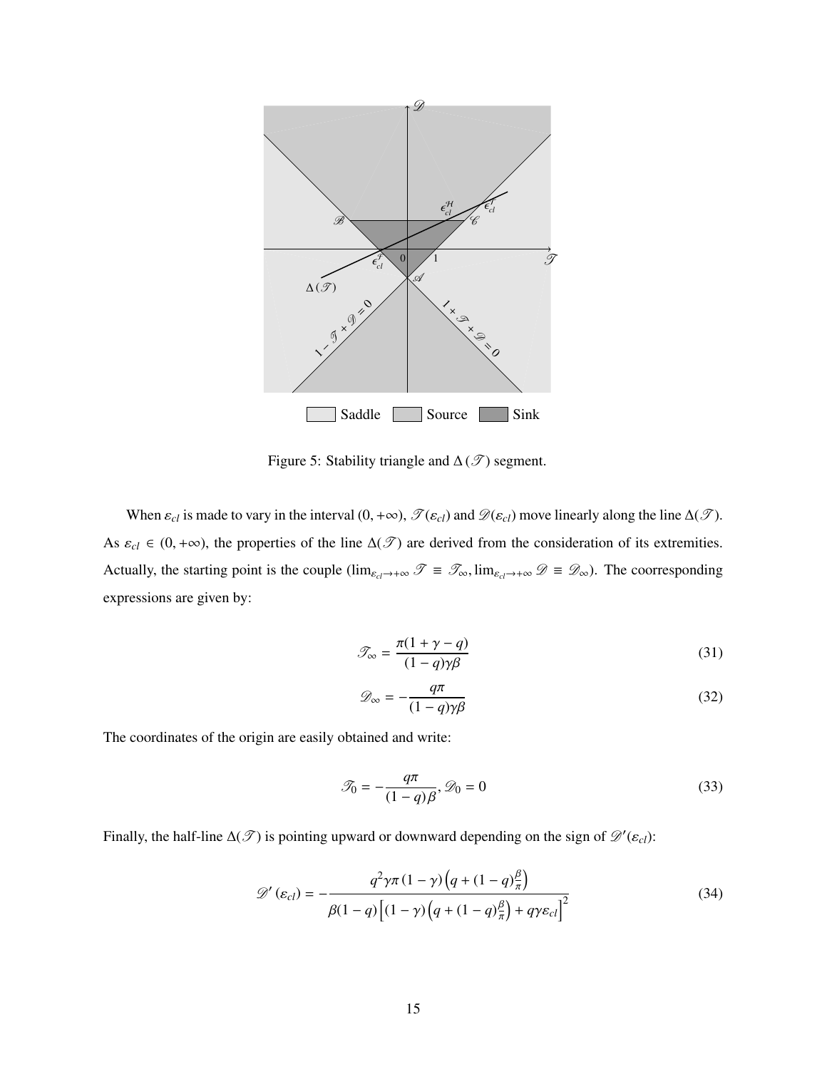Figure 5: Stability triangle and $\Delta(\mathscr{T})$ segment.

When $\varepsilon_{cl}$ is made to vary in the interval $(0, +\infty)$, $\mathscr{T}(\varepsilon_{cl})$ and $\mathscr{D}(\varepsilon_{cl})$ move linearly along the line $\Delta(\mathscr{T})$. As $\varepsilon_{cl} \in (0, +\infty)$, the properties of the line $\Delta(\mathscr{T})$ are derived from the consideration of its extremities. Actually, the starting point is the couple $(\lim_{\varepsilon_{cl}\to+\infty} \mathscr{T} \equiv \mathscr{T}_\infty, \lim_{\varepsilon_{cl}\to+\infty} \mathscr{D} \equiv \mathscr{D}_\infty)$. The coorresponding expressions are given by:

$$\mathscr{T}_\infty = \frac{\pi(1+\gamma-q)}{(1-q)\gamma\beta} \tag{31}$$

$$\mathscr{D}_\infty = -\frac{q\pi}{(1-q)\gamma\beta} \tag{32}$$

The coordinates of the origin are easily obtained and write:

$$\mathscr{T}_0 = -\frac{q\pi}{(1-q)\beta}, \mathscr{D}_0 = 0 \tag{33}$$

Finally, the half-line $\Delta(\mathscr{T})$ is pointing upward or downward depending on the sign of $\mathscr{D}'(\varepsilon_{cl})$:

$$\mathscr{D}'(\varepsilon_{cl}) = -\frac{q^2\gamma\pi(1-\gamma)\left(q+(1-q)\frac{\beta}{\pi}\right)}{\beta(1-q)\left[(1-\gamma)\left(q+(1-q)\frac{\beta}{\pi}\right)+q\gamma\varepsilon_{cl}\right]^2} \tag{34}$$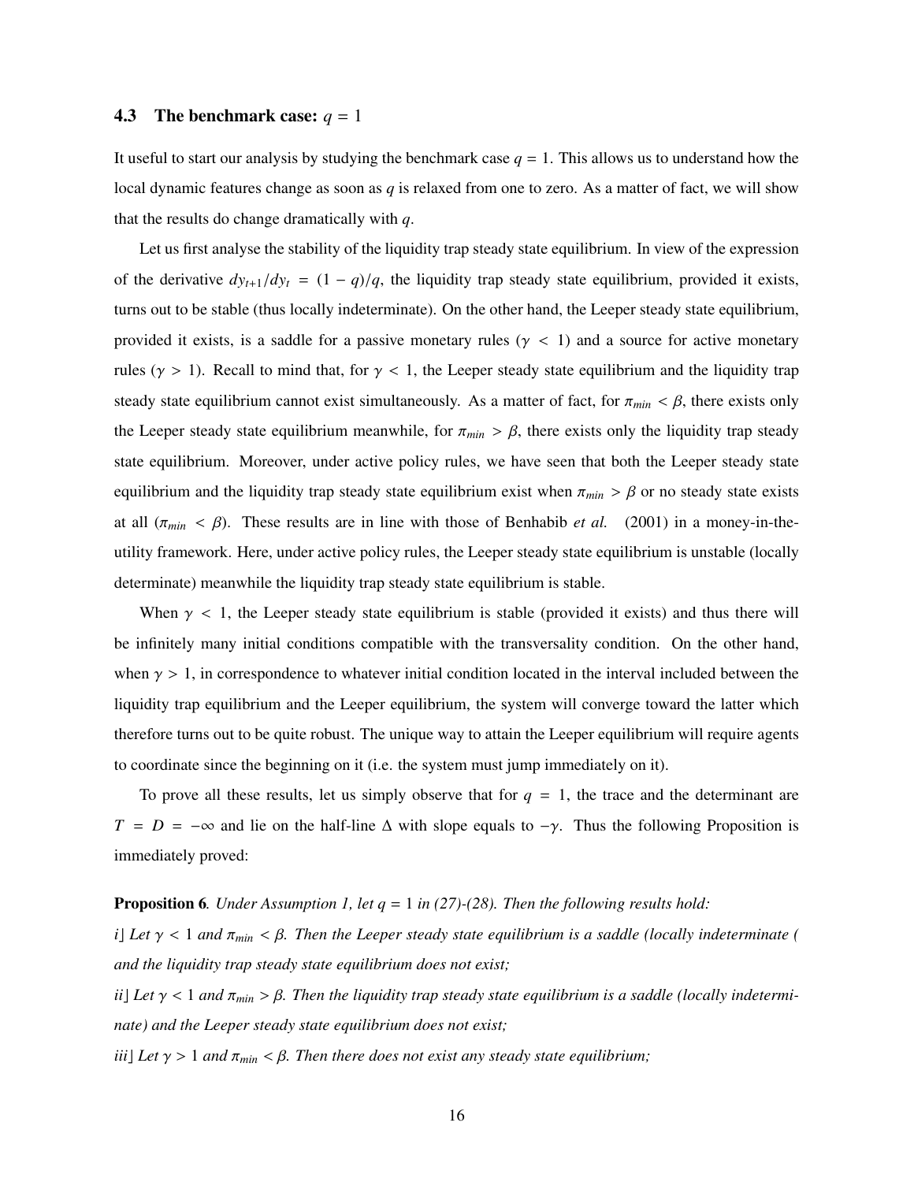### 4.3 The benchmark case: $q = 1$

It useful to start our analysis by studying the benchmark case $q = 1$. This allows us to understand how the local dynamic features change as soon as $q$ is relaxed from one to zero. As a matter of fact, we will show that the results do change dramatically with $q$.

Let us first analyse the stability of the liquidity trap steady state equilibrium. In view of the expression of the derivative $dy_{t+1}/dy_t = (1 - q)/q$, the liquidity trap steady state equilibrium, provided it exists, turns out to be stable (thus locally indeterminate). On the other hand, the Leeper steady state equilibrium, provided it exists, is a saddle for a passive monetary rules ($\gamma < 1$) and a source for active monetary rules ($\gamma > 1$). Recall to mind that, for $\gamma < 1$, the Leeper steady state equilibrium and the liquidity trap steady state equilibrium cannot exist simultaneously. As a matter of fact, for $\pi_{min} < \beta$, there exists only the Leeper steady state equilibrium meanwhile, for $\pi_{min} > \beta$, there exists only the liquidity trap steady state equilibrium. Moreover, under active policy rules, we have seen that both the Leeper steady state equilibrium and the liquidity trap steady state equilibrium exist when $\pi_{min} > \beta$ or no steady state exists at all ($\pi_{min} < \beta$). These results are in line with those of Benhabib *et al.* (2001) in a money-in-the-utility framework. Here, under active policy rules, the Leeper steady state equilibrium is unstable (locally determinate) meanwhile the liquidity trap steady state equilibrium is stable.

When $\gamma < 1$, the Leeper steady state equilibrium is stable (provided it exists) and thus there will be infinitely many initial conditions compatible with the transversality condition. On the other hand, when $\gamma > 1$, in correspondence to whatever initial condition located in the interval included between the liquidity trap equilibrium and the Leeper equilibrium, the system will converge toward the latter which therefore turns out to be quite robust. The unique way to attain the Leeper equilibrium will require agents to coordinate since the beginning on it (i.e. the system must jump immediately on it).

To prove all these results, let us simply observe that for $q = 1$, the trace and the determinant are $T = D = -\infty$ and lie on the half-line $\Delta$ with slope equals to $-\gamma$. Thus the following Proposition is immediately proved:

**Proposition 6**. *Under Assumption 1, let $q = 1$ in (27)-(28). Then the following results hold:*

*i] Let $\gamma < 1$ and $\pi_{min} < \beta$. Then the Leeper steady state equilibrium is a saddle (locally indeterminate ( and the liquidity trap steady state equilibrium does not exist;*

*ii] Let $\gamma < 1$ and $\pi_{min} > \beta$. Then the liquidity trap steady state equilibrium is a saddle (locally indeterminate) and the Leeper steady state equilibrium does not exist;*

*iii] Let $\gamma > 1$ and $\pi_{min} < \beta$. Then there does not exist any steady state equilibrium;*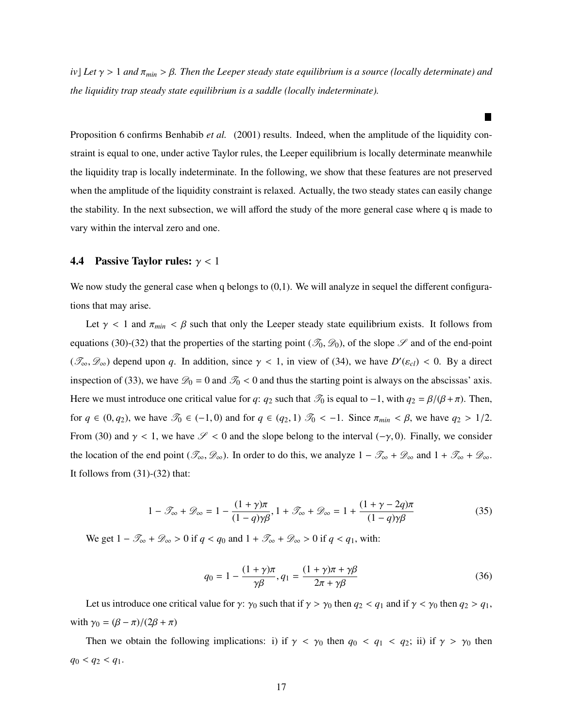*iv] Let $\gamma > 1$ and $\pi_{min} > \beta$. Then the Leeper steady state equilibrium is a source (locally determinate) and the liquidity trap steady state equilibrium is a saddle (locally indeterminate).*

■

Proposition 6 confirms Benhabib *et al.* (2001) results. Indeed, when the amplitude of the liquidity constraint is equal to one, under active Taylor rules, the Leeper equilibrium is locally determinate meanwhile the liquidity trap is locally indeterminate. In the following, we show that these features are not preserved when the amplitude of the liquidity constraint is relaxed. Actually, the two steady states can easily change the stability. In the next subsection, we will afford the study of the more general case where q is made to vary within the interval zero and one.

### 4.4 Passive Taylor rules: $\gamma < 1$

We now study the general case when q belongs to (0,1). We will analyze in sequel the different configurations that may arise.

Let $\gamma < 1$ and $\pi_{min} < \beta$ such that only the Leeper steady state equilibrium exists. It follows from equations (30)-(32) that the properties of the starting point $(\mathscr{T}_0, \mathscr{D}_0)$, of the slope $\mathscr{S}$ and of the end-point $(\mathscr{T}_\infty, \mathscr{D}_\infty)$ depend upon $q$. In addition, since $\gamma < 1$, in view of (34), we have $D'(\varepsilon_{cl}) < 0$. By a direct inspection of (33), we have $\mathscr{D}_0 = 0$ and $\mathscr{T}_0 < 0$ and thus the starting point is always on the abscissas' axis. Here we must introduce one critical value for $q$: $q_2$ such that $\mathscr{T}_0$ is equal to $-1$, with $q_2 = \beta/(\beta + \pi)$. Then, for $q \in (0, q_2)$, we have $\mathscr{T}_0 \in (-1, 0)$ and for $q \in (q_2, 1)$ $\mathscr{T}_0 < -1$. Since $\pi_{min} < \beta$, we have $q_2 > 1/2$. From (30) and $\gamma < 1$, we have $\mathscr{S} < 0$ and the slope belong to the interval $(-\gamma, 0)$. Finally, we consider the location of the end point $(\mathscr{T}_\infty, \mathscr{D}_\infty)$. In order to do this, we analyze $1 - \mathscr{T}_\infty + \mathscr{D}_\infty$ and $1 + \mathscr{T}_\infty + \mathscr{D}_\infty$. It follows from (31)-(32) that:

$$1 - \mathscr{T}_\infty + \mathscr{D}_\infty = 1 - \frac{(1+\gamma)\pi}{(1-q)\gamma\beta}, 1 + \mathscr{T}_\infty + \mathscr{D}_\infty = 1 + \frac{(1+\gamma-2q)\pi}{(1-q)\gamma\beta} \tag{35}$$

We get $1 - \mathscr{T}_\infty + \mathscr{D}_\infty > 0$ if $q < q_0$ and $1 + \mathscr{T}_\infty + \mathscr{D}_\infty > 0$ if $q < q_1$, with:

$$q_0 = 1 - \frac{(1+\gamma)\pi}{\gamma\beta}, q_1 = \frac{(1+\gamma)\pi + \gamma\beta}{2\pi + \gamma\beta} \tag{36}$$

Let us introduce one critical value for $\gamma$: $\gamma_0$ such that if $\gamma > \gamma_0$ then $q_2 < q_1$ and if $\gamma < \gamma_0$ then $q_2 > q_1$, with $\gamma_0 = (\beta - \pi)/(2\beta + \pi)$

Then we obtain the following implications: i) if $\gamma < \gamma_0$ then $q_0 < q_1 < q_2$; ii) if $\gamma > \gamma_0$ then $q_0 < q_2 < q_1$.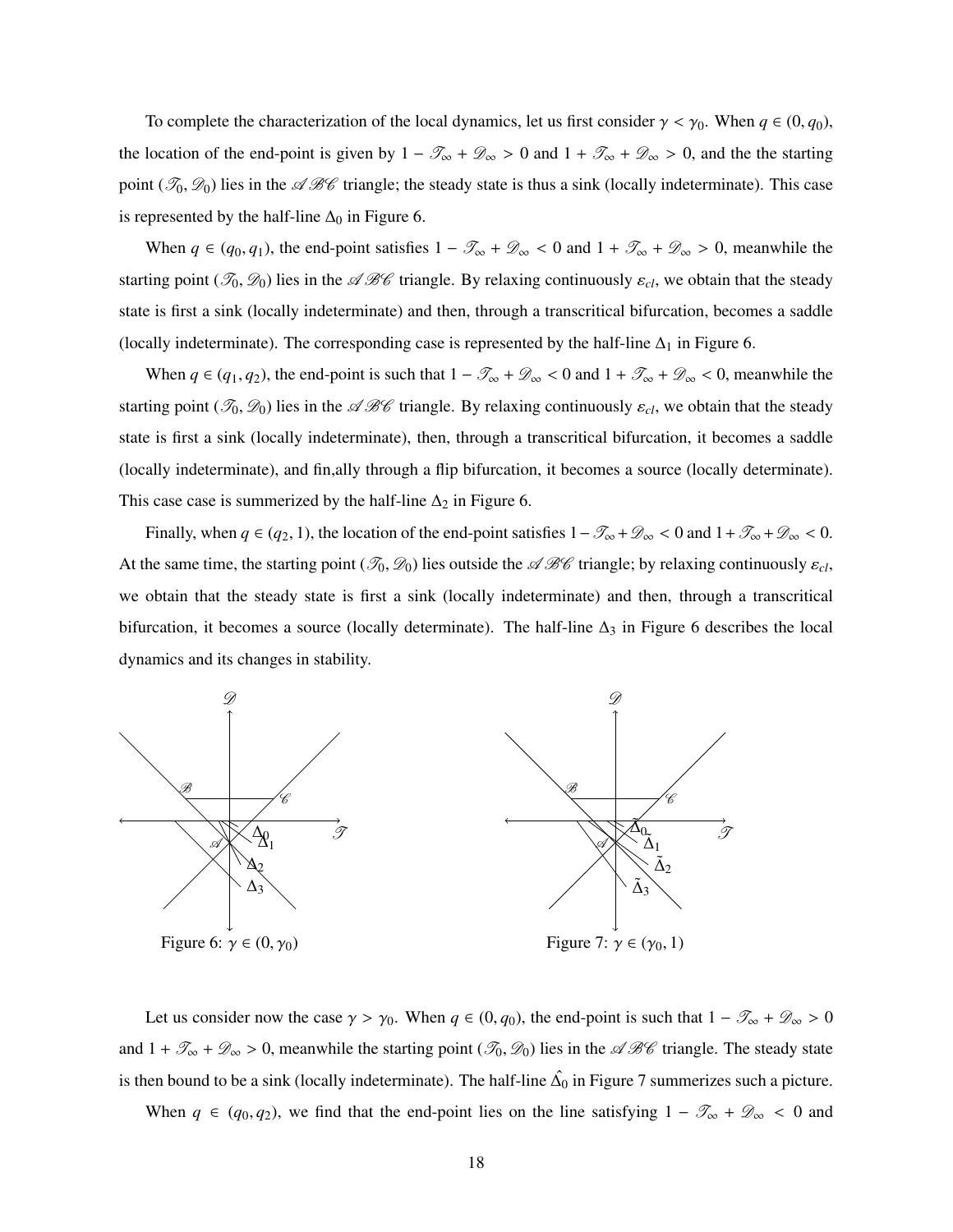To complete the characterization of the local dynamics, let us first consider $\gamma < \gamma_0$. When $q \in (0, q_0)$, the location of the end-point is given by $1 - \mathscr{T}_\infty + \mathscr{D}_\infty > 0$ and $1 + \mathscr{T}_\infty + \mathscr{D}_\infty > 0$, and the the starting point $(\mathscr{T}_0, \mathscr{D}_0)$ lies in the $\mathscr{ABC}$ triangle; the steady state is thus a sink (locally indeterminate). This case is represented by the half-line $\Delta_0$ in Figure 6.

When $q \in (q_0, q_1)$, the end-point satisfies $1 - \mathscr{T}_\infty + \mathscr{D}_\infty < 0$ and $1 + \mathscr{T}_\infty + \mathscr{D}_\infty > 0$, meanwhile the starting point $(\mathscr{T}_0, \mathscr{D}_0)$ lies in the $\mathscr{ABC}$ triangle. By relaxing continuously $\varepsilon_{cl}$, we obtain that the steady state is first a sink (locally indeterminate) and then, through a transcritical bifurcation, becomes a saddle (locally indeterminate). The corresponding case is represented by the half-line $\Delta_1$ in Figure 6.

When $q \in (q_1, q_2)$, the end-point is such that $1 - \mathscr{T}_\infty + \mathscr{D}_\infty < 0$ and $1 + \mathscr{T}_\infty + \mathscr{D}_\infty < 0$, meanwhile the starting point $(\mathscr{T}_0, \mathscr{D}_0)$ lies in the $\mathscr{ABC}$ triangle. By relaxing continuously $\varepsilon_{cl}$, we obtain that the steady state is first a sink (locally indeterminate), then, through a transcritical bifurcation, it becomes a saddle (locally indeterminate), and fin,ally through a flip bifurcation, it becomes a source (locally determinate). This case case is summerized by the half-line $\Delta_2$ in Figure 6.

Finally, when $q \in (q_2, 1)$, the location of the end-point satisfies $1 - \mathscr{T}_\infty + \mathscr{D}_\infty < 0$ and $1 + \mathscr{T}_\infty + \mathscr{D}_\infty < 0$. At the same time, the starting point $(\mathscr{T}_0, \mathscr{D}_0)$ lies outside the $\mathscr{ABC}$ triangle; by relaxing continuously $\varepsilon_{cl}$, we obtain that the steady state is first a sink (locally indeterminate) and then, through a transcritical bifurcation, it becomes a source (locally determinate). The half-line $\Delta_3$ in Figure 6 describes the local dynamics and its changes in stability.

Figure 6: $\gamma \in (0, \gamma_0)$

Figure 7: $\gamma \in (\gamma_0, 1)$

Let us consider now the case $\gamma > \gamma_0$. When $q \in (0, q_0)$, the end-point is such that $1 - \mathscr{T}_\infty + \mathscr{D}_\infty > 0$ and $1 + \mathscr{T}_\infty + \mathscr{D}_\infty > 0$, meanwhile the starting point $(\mathscr{T}_0, \mathscr{D}_0)$ lies in the $\mathscr{ABC}$ triangle. The steady state is then bound to be a sink (locally indeterminate). The half-line $\hat{\Delta}_0$ in Figure 7 summerizes such a picture.

When $q \in (q_0, q_2)$, we find that the end-point lies on the line satisfying $1 - \mathscr{T}_\infty + \mathscr{D}_\infty < 0$ and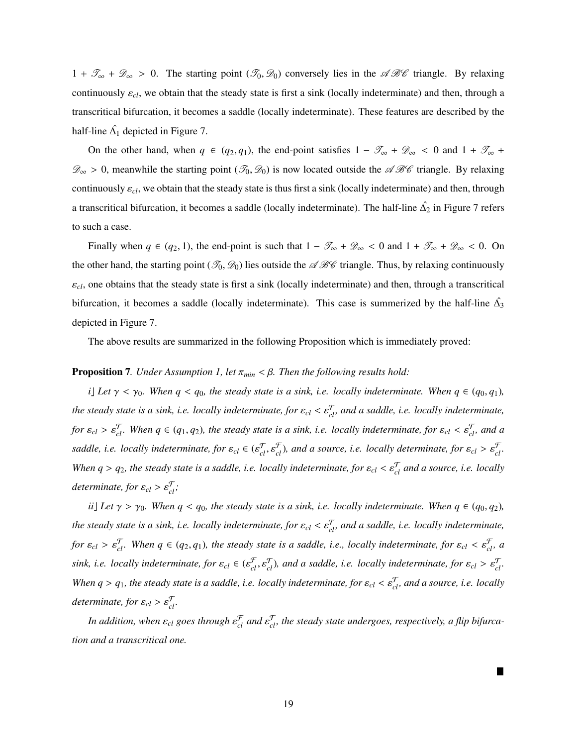$1 + \mathscr{T}_\infty + \mathscr{D}_\infty > 0$. The starting point $(\mathscr{T}_0, \mathscr{D}_0)$ conversely lies in the $\mathscr{ABC}$ triangle. By relaxing continuously $\varepsilon_{cl}$, we obtain that the steady state is first a sink (locally indeterminate) and then, through a transcritical bifurcation, it becomes a saddle (locally indeterminate). These features are described by the half-line $\hat{\Delta}_1$ depicted in Figure 7.

On the other hand, when $q \in (q_2, q_1)$, the end-point satisfies $1 - \mathscr{T}_\infty + \mathscr{D}_\infty < 0$ and $1 + \mathscr{T}_\infty + \mathscr{D}_\infty > 0$, meanwhile the starting point $(\mathscr{T}_0, \mathscr{D}_0)$ is now located outside the $\mathscr{ABC}$ triangle. By relaxing continuously $\varepsilon_{cl}$, we obtain that the steady state is thus first a sink (locally indeterminate) and then, through a transcritical bifurcation, it becomes a saddle (locally indeterminate). The half-line $\hat{\Delta}_2$ in Figure 7 refers to such a case.

Finally when $q \in (q_2, 1)$, the end-point is such that $1 - \mathscr{T}_\infty + \mathscr{D}_\infty < 0$ and $1 + \mathscr{T}_\infty + \mathscr{D}_\infty < 0$. On the other hand, the starting point $(\mathscr{T}_0, \mathscr{D}_0)$ lies outside the $\mathscr{ABC}$ triangle. Thus, by relaxing continuously $\varepsilon_{cl}$, one obtains that the steady state is first a sink (locally indeterminate) and then, through a transcritical bifurcation, it becomes a saddle (locally indeterminate). This case is summerized by the half-line $\hat{\Delta}_3$ depicted in Figure 7.

The above results are summarized in the following Proposition which is immediately proved:

**Proposition 7**. *Under Assumption 1, let $\pi_{min} < \beta$. Then the following results hold:*

*i] Let $\gamma < \gamma_0$. When $q < q_0$, the steady state is a sink, i.e. locally indeterminate. When $q \in (q_0, q_1)$, the steady state is a sink, i.e. locally indeterminate, for $\varepsilon_{cl} < \varepsilon_{cl}^{\mathcal{T}}$, and a saddle, i.e. locally indeterminate, for $\varepsilon_{cl} > \varepsilon_{cl}^{\mathcal{T}}$. When $q \in (q_1, q_2)$, the steady state is a sink, i.e. locally indeterminate, for $\varepsilon_{cl} < \varepsilon_{cl}^{\mathcal{T}}$, and a saddle, i.e. locally indeterminate, for $\varepsilon_{cl} \in (\varepsilon_{cl}^{\mathcal{T}}, \varepsilon_{cl}^{\mathcal{F}})$, and a source, i.e. locally determinate, for $\varepsilon_{cl} > \varepsilon_{cl}^{\mathcal{F}}$. When $q > q_2$, the steady state is a saddle, i.e. locally indeterminate, for $\varepsilon_{cl} < \varepsilon_{cl}^{\mathcal{T}}$ and a source, i.e. locally determinate, for $\varepsilon_{cl} > \varepsilon_{cl}^{\mathcal{T}}$;*

*ii] Let $\gamma > \gamma_0$. When $q < q_0$, the steady state is a sink, i.e. locally indeterminate. When $q \in (q_0, q_2)$, the steady state is a sink, i.e. locally indeterminate, for $\varepsilon_{cl} < \varepsilon_{cl}^{\mathcal{T}}$, and a saddle, i.e. locally indeterminate, for $\varepsilon_{cl} > \varepsilon_{cl}^{\mathcal{T}}$. When $q \in (q_2, q_1)$, the steady state is a saddle, i.e., locally indeterminate, for $\varepsilon_{cl} < \varepsilon_{cl}^{\mathcal{F}}$, a sink, i.e. locally indeterminate, for $\varepsilon_{cl} \in (\varepsilon_{cl}^{\mathcal{F}}, \varepsilon_{cl}^{\mathcal{T}})$, and a saddle, i.e. locally indeterminate, for $\varepsilon_{cl} > \varepsilon_{cl}^{\mathcal{T}}$. When $q > q_1$, the steady state is a saddle, i.e. locally indeterminate, for $\varepsilon_{cl} < \varepsilon_{cl}^{\mathcal{T}}$, and a source, i.e. locally determinate, for $\varepsilon_{cl} > \varepsilon_{cl}^{\mathcal{T}}$.*

*In addition, when $\varepsilon_{cl}$ goes through $\varepsilon_{cl}^{\mathcal{F}}$ and $\varepsilon_{cl}^{\mathcal{T}}$, the steady state undergoes, respectively, a flip bifurcation and a transcritical one.*

■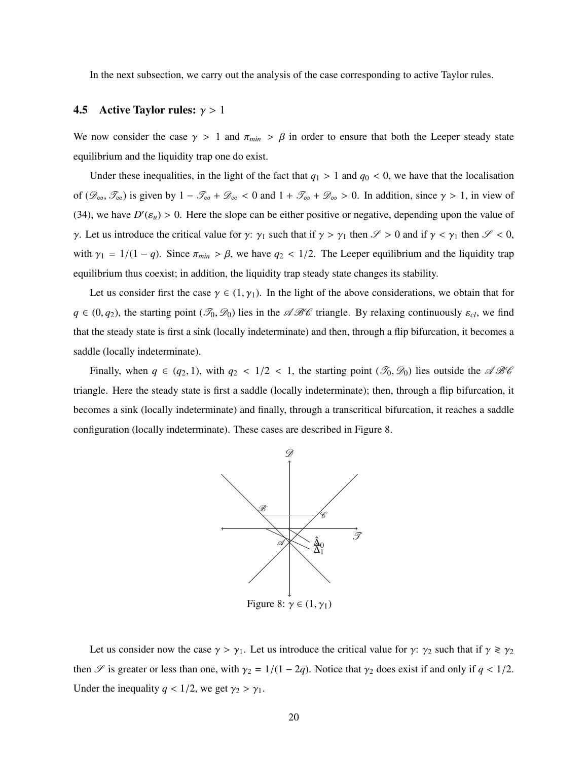In the next subsection, we carry out the analysis of the case corresponding to active Taylor rules.

### 4.5 Active Taylor rules: $\gamma > 1$

We now consider the case $\gamma > 1$ and $\pi_{min} > \beta$ in order to ensure that both the Leeper steady state equilibrium and the liquidity trap one do exist.

Under these inequalities, in the light of the fact that $q_1 > 1$ and $q_0 < 0$, we have that the localisation of $(\mathscr{D}_\infty, \mathscr{T}_\infty)$ is given by $1 - \mathscr{T}_\infty + \mathscr{D}_\infty < 0$ and $1 + \mathscr{T}_\infty + \mathscr{D}_\infty > 0$. In addition, since $\gamma > 1$, in view of (34), we have $D'(\varepsilon_u) > 0$. Here the slope can be either positive or negative, depending upon the value of $\gamma$. Let us introduce the critical value for $\gamma$: $\gamma_1$ such that if $\gamma > \gamma_1$ then $\mathscr{S} > 0$ and if $\gamma < \gamma_1$ then $\mathscr{S} < 0$, with $\gamma_1 = 1/(1-q)$. Since $\pi_{min} > \beta$, we have $q_2 < 1/2$. The Leeper equilibrium and the liquidity trap equilibrium thus coexist; in addition, the liquidity trap steady state changes its stability.

Let us consider first the case $\gamma \in (1, \gamma_1)$. In the light of the above considerations, we obtain that for $q \in (0, q_2)$, the starting point $(\mathscr{T}_0, \mathscr{D}_0)$ lies in the $\mathscr{A}\mathscr{B}\mathscr{C}$ triangle. By relaxing continuously $\varepsilon_{cl}$, we find that the steady state is first a sink (locally indeterminate) and then, through a flip bifurcation, it becomes a saddle (locally indeterminate).

Finally, when $q \in (q_2, 1)$, with $q_2 < 1/2 < 1$, the starting point $(\mathscr{T}_0, \mathscr{D}_0)$ lies outside the $\mathscr{A}\mathscr{B}\mathscr{C}$ triangle. Here the steady state is first a saddle (locally indeterminate); then, through a flip bifurcation, it becomes a sink (locally indeterminate) and finally, through a transcritical bifurcation, it reaches a saddle configuration (locally indeterminate). These cases are described in Figure 8.

Figure 8: $\gamma \in (1, \gamma_1)$

Let us consider now the case $\gamma > \gamma_1$. Let us introduce the critical value for $\gamma$: $\gamma_2$ such that if $\gamma \gtrless \gamma_2$ then $\mathscr{S}$ is greater or less than one, with $\gamma_2 = 1/(1-2q)$. Notice that $\gamma_2$ does exist if and only if $q < 1/2$. Under the inequality $q < 1/2$, we get $\gamma_2 > \gamma_1$.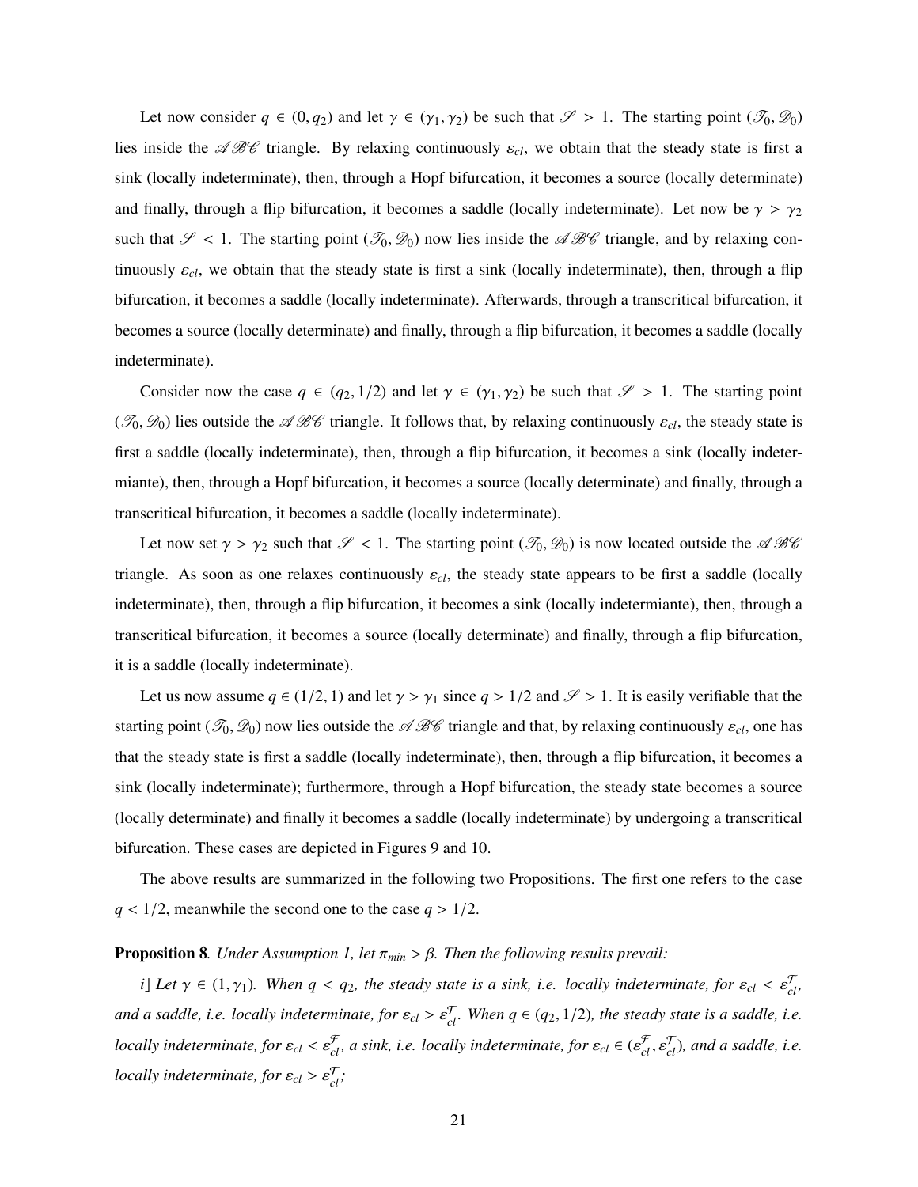Let now consider $q \in (0, q_2)$ and let $\gamma \in (\gamma_1, \gamma_2)$ be such that $\mathscr{S} > 1$. The starting point $(\mathscr{T}_0, \mathscr{D}_0)$ lies inside the $\mathscr{ABC}$ triangle. By relaxing continuously $\varepsilon_{cl}$, we obtain that the steady state is first a sink (locally indeterminate), then, through a Hopf bifurcation, it becomes a source (locally determinate) and finally, through a flip bifurcation, it becomes a saddle (locally indeterminate). Let now be $\gamma > \gamma_2$ such that $\mathscr{S} < 1$. The starting point $(\mathscr{T}_0, \mathscr{D}_0)$ now lies inside the $\mathscr{ABC}$ triangle, and by relaxing continuously $\varepsilon_{cl}$, we obtain that the steady state is first a sink (locally indeterminate), then, through a flip bifurcation, it becomes a saddle (locally indeterminate). Afterwards, through a transcritical bifurcation, it becomes a source (locally determinate) and finally, through a flip bifurcation, it becomes a saddle (locally indeterminate).

Consider now the case $q \in (q_2, 1/2)$ and let $\gamma \in (\gamma_1, \gamma_2)$ be such that $\mathscr{S} > 1$. The starting point $(\mathscr{T}_0, \mathscr{D}_0)$ lies outside the $\mathscr{ABC}$ triangle. It follows that, by relaxing continuously $\varepsilon_{cl}$, the steady state is first a saddle (locally indeterminate), then, through a flip bifurcation, it becomes a sink (locally indetermiante), then, through a Hopf bifurcation, it becomes a source (locally determinate) and finally, through a transcritical bifurcation, it becomes a saddle (locally indeterminate).

Let now set $\gamma > \gamma_2$ such that $\mathscr{S} < 1$. The starting point $(\mathscr{T}_0, \mathscr{D}_0)$ is now located outside the $\mathscr{ABC}$ triangle. As soon as one relaxes continuously $\varepsilon_{cl}$, the steady state appears to be first a saddle (locally indeterminate), then, through a flip bifurcation, it becomes a sink (locally indetermiante), then, through a transcritical bifurcation, it becomes a source (locally determinate) and finally, through a flip bifurcation, it is a saddle (locally indeterminate).

Let us now assume $q \in (1/2, 1)$ and let $\gamma > \gamma_1$ since $q > 1/2$ and $\mathscr{S} > 1$. It is easily verifiable that the starting point $(\mathscr{T}_0, \mathscr{D}_0)$ now lies outside the $\mathscr{ABC}$ triangle and that, by relaxing continuously $\varepsilon_{cl}$, one has that the steady state is first a saddle (locally indeterminate), then, through a flip bifurcation, it becomes a sink (locally indeterminate); furthermore, through a Hopf bifurcation, the steady state becomes a source (locally determinate) and finally it becomes a saddle (locally indeterminate) by undergoing a transcritical bifurcation. These cases are depicted in Figures 9 and 10.

The above results are summarized in the following two Propositions. The first one refers to the case $q < 1/2$, meanwhile the second one to the case $q > 1/2$.

**Proposition 8**. *Under Assumption 1, let $\pi_{min} > \beta$. Then the following results prevail:*

*i] Let $\gamma \in (1, \gamma_1)$. When $q < q_2$, the steady state is a sink, i.e. locally indeterminate, for $\varepsilon_{cl} < \varepsilon_{cl}^{\mathcal{T}}$, and a saddle, i.e. locally indeterminate, for $\varepsilon_{cl} > \varepsilon_{cl}^{\mathcal{T}}$. When $q \in (q_2, 1/2)$, the steady state is a saddle, i.e. locally indeterminate, for $\varepsilon_{cl} < \varepsilon_{cl}^{\mathcal{F}}$, a sink, i.e. locally indeterminate, for $\varepsilon_{cl} \in (\varepsilon_{cl}^{\mathcal{F}}, \varepsilon_{cl}^{\mathcal{T}})$, and a saddle, i.e. locally indeterminate, for $\varepsilon_{cl} > \varepsilon_{cl}^{\mathcal{T}}$;*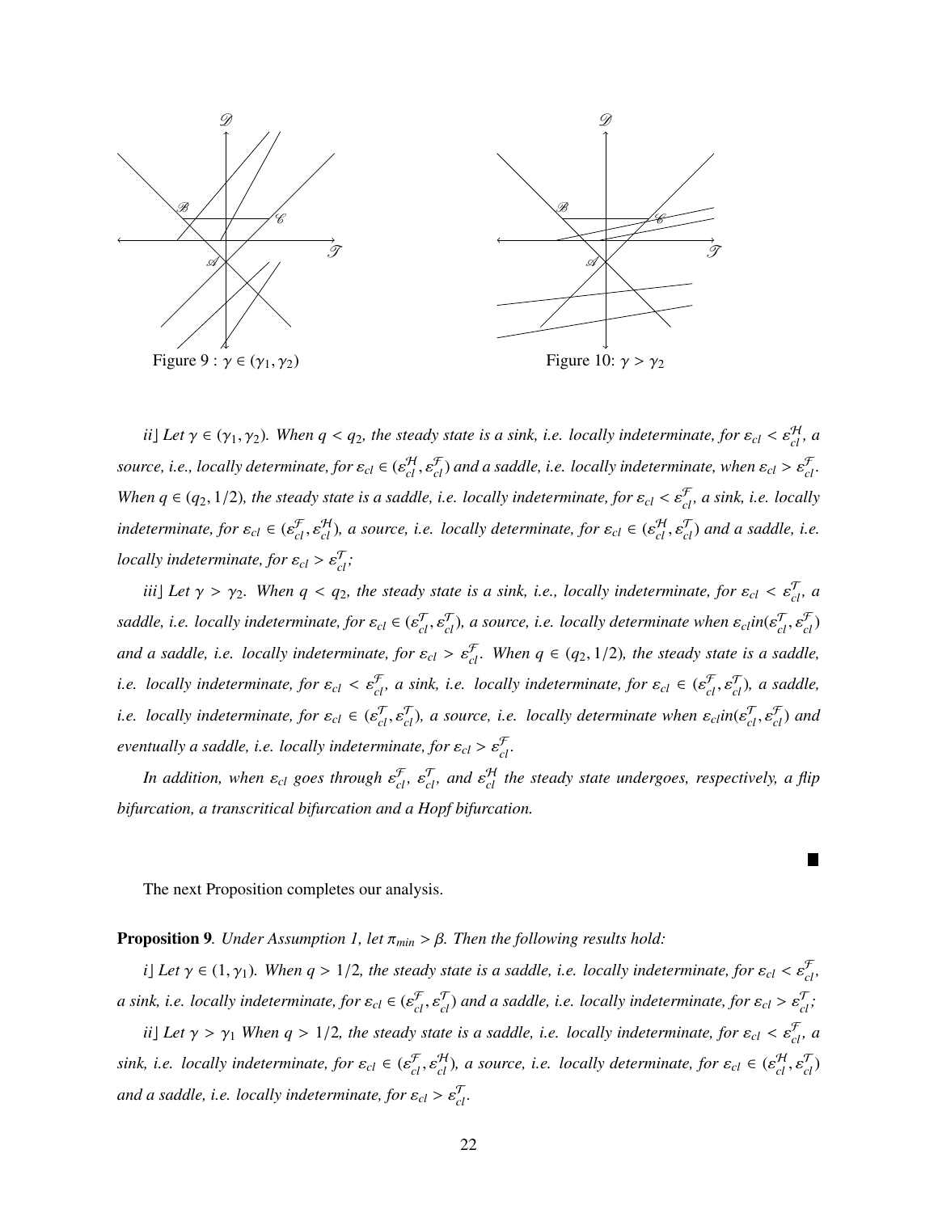Figure 9 : $\gamma \in (\gamma_1, \gamma_2)$

Figure 10: $\gamma > \gamma_2$

*ii] Let $\gamma \in (\gamma_1, \gamma_2)$. When $q < q_2$, the steady state is a sink, i.e. locally indeterminate, for $\varepsilon_{cl} < \varepsilon_{cl}^{\mathcal{H}}$, a source, i.e., locally determinate, for $\varepsilon_{cl} \in (\varepsilon_{cl}^{\mathcal{H}}, \varepsilon_{cl}^{\mathcal{F}})$ and a saddle, i.e. locally indeterminate, when $\varepsilon_{cl} > \varepsilon_{cl}^{\mathcal{F}}$. When $q \in (q_2, 1/2)$, the steady state is a saddle, i.e. locally indeterminate, for $\varepsilon_{cl} < \varepsilon_{cl}^{\mathcal{F}}$, a sink, i.e. locally indeterminate, for $\varepsilon_{cl} \in (\varepsilon_{cl}^{\mathcal{F}}, \varepsilon_{cl}^{\mathcal{H}})$, a source, i.e. locally determinate, for $\varepsilon_{cl} \in (\varepsilon_{cl}^{\mathcal{H}}, \varepsilon_{cl}^{\mathcal{T}})$ and a saddle, i.e. locally indeterminate, for $\varepsilon_{cl} > \varepsilon_{cl}^{\mathcal{T}}$;*

*iii] Let $\gamma > \gamma_2$. When $q < q_2$, the steady state is a sink, i.e., locally indeterminate, for $\varepsilon_{cl} < \varepsilon_{cl}^{\mathcal{T}}$, a saddle, i.e. locally indeterminate, for $\varepsilon_{cl} \in (\varepsilon_{cl}^{\mathcal{T}}, \varepsilon_{cl}^{\mathcal{T}})$, a source, i.e. locally determinate when $\varepsilon_{cl} in (\varepsilon_{cl}^{\mathcal{T}}, \varepsilon_{cl}^{\mathcal{F}})$ and a saddle, i.e. locally indeterminate, for $\varepsilon_{cl} > \varepsilon_{cl}^{\mathcal{F}}$. When $q \in (q_2, 1/2)$, the steady state is a saddle, i.e. locally indeterminate, for $\varepsilon_{cl} < \varepsilon_{cl}^{\mathcal{F}}$, a sink, i.e. locally indeterminate, for $\varepsilon_{cl} \in (\varepsilon_{cl}^{\mathcal{F}}, \varepsilon_{cl}^{\mathcal{T}})$, a saddle, i.e. locally indeterminate, for $\varepsilon_{cl} \in (\varepsilon_{cl}^{\mathcal{T}}, \varepsilon_{cl}^{\mathcal{T}})$, a source, i.e. locally determinate when $\varepsilon_{cl} in (\varepsilon_{cl}^{\mathcal{T}}, \varepsilon_{cl}^{\mathcal{F}})$ and eventually a saddle, i.e. locally indeterminate, for $\varepsilon_{cl} > \varepsilon_{cl}^{\mathcal{F}}$.*

*In addition, when $\varepsilon_{cl}$ goes through $\varepsilon_{cl}^{\mathcal{F}}$, $\varepsilon_{cl}^{\mathcal{T}}$, and $\varepsilon_{cl}^{\mathcal{H}}$ the steady state undergoes, respectively, a flip bifurcation, a transcritical bifurcation and a Hopf bifurcation.*

■

The next Proposition completes our analysis.

**Proposition 9**. *Under Assumption 1, let $\pi_{min} > \beta$. Then the following results hold:*

*i] Let $\gamma \in (1, \gamma_1)$. When $q > 1/2$, the steady state is a saddle, i.e. locally indeterminate, for $\varepsilon_{cl} < \varepsilon_{cl}^{\mathcal{F}}$, a sink, i.e. locally indeterminate, for $\varepsilon_{cl} \in (\varepsilon_{cl}^{\mathcal{F}}, \varepsilon_{cl}^{\mathcal{T}})$ and a saddle, i.e. locally indeterminate, for $\varepsilon_{cl} > \varepsilon_{cl}^{\mathcal{T}}$;*

*ii] Let $\gamma > \gamma_1$ When $q > 1/2$, the steady state is a saddle, i.e. locally indeterminate, for $\varepsilon_{cl} < \varepsilon_{cl}^{\mathcal{F}}$, a sink, i.e. locally indeterminate, for $\varepsilon_{cl} \in (\varepsilon_{cl}^{\mathcal{F}}, \varepsilon_{cl}^{\mathcal{H}})$, a source, i.e. locally determinate, for $\varepsilon_{cl} \in (\varepsilon_{cl}^{\mathcal{H}}, \varepsilon_{cl}^{\mathcal{T}})$ and a saddle, i.e. locally indeterminate, for $\varepsilon_{cl} > \varepsilon_{cl}^{\mathcal{T}}$.*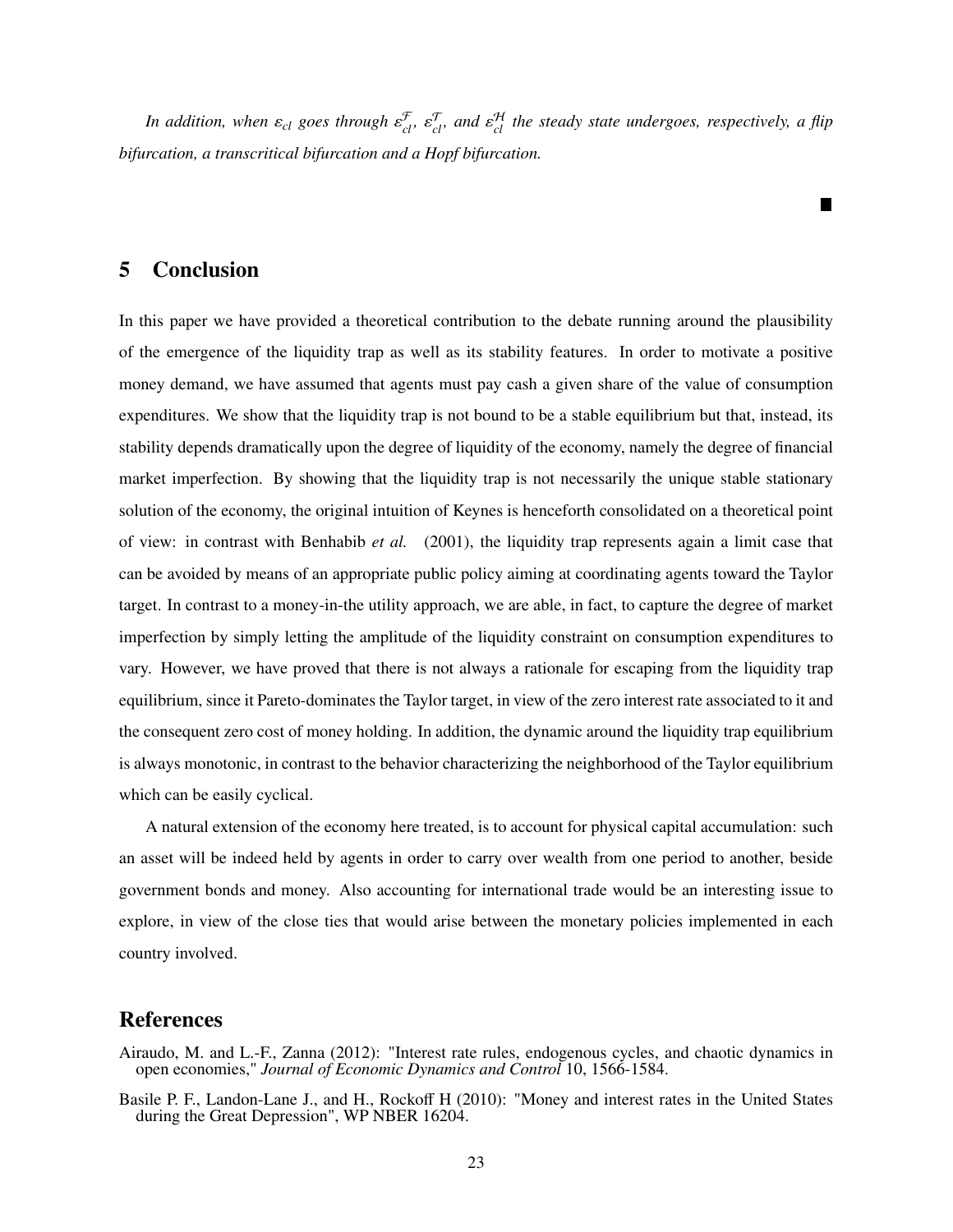*In addition, when $\varepsilon_{cl}$ goes through $\varepsilon_{cl}^{\mathcal{F}}$, $\varepsilon_{cl}^{\mathcal{T}}$, and $\varepsilon_{cl}^{\mathcal{H}}$ the steady state undergoes, respectively, a flip bifurcation, a transcritical bifurcation and a Hopf bifurcation.*

■

## 5 Conclusion

In this paper we have provided a theoretical contribution to the debate running around the plausibility of the emergence of the liquidity trap as well as its stability features. In order to motivate a positive money demand, we have assumed that agents must pay cash a given share of the value of consumption expenditures. We show that the liquidity trap is not bound to be a stable equilibrium but that, instead, its stability depends dramatically upon the degree of liquidity of the economy, namely the degree of financial market imperfection. By showing that the liquidity trap is not necessarily the unique stable stationary solution of the economy, the original intuition of Keynes is henceforth consolidated on a theoretical point of view: in contrast with Benhabib *et al.* (2001), the liquidity trap represents again a limit case that can be avoided by means of an appropriate public policy aiming at coordinating agents toward the Taylor target. In contrast to a money-in-the utility approach, we are able, in fact, to capture the degree of market imperfection by simply letting the amplitude of the liquidity constraint on consumption expenditures to vary. However, we have proved that there is not always a rationale for escaping from the liquidity trap equilibrium, since it Pareto-dominates the Taylor target, in view of the zero interest rate associated to it and the consequent zero cost of money holding. In addition, the dynamic around the liquidity trap equilibrium is always monotonic, in contrast to the behavior characterizing the neighborhood of the Taylor equilibrium which can be easily cyclical.

A natural extension of the economy here treated, is to account for physical capital accumulation: such an asset will be indeed held by agents in order to carry over wealth from one period to another, beside government bonds and money. Also accounting for international trade would be an interesting issue to explore, in view of the close ties that would arise between the monetary policies implemented in each country involved.

## References

Airaudo, M. and L.-F., Zanna (2012): "Interest rate rules, endogenous cycles, and chaotic dynamics in open economies," *Journal of Economic Dynamics and Control* 10, 1566-1584.

Basile P. F., Landon-Lane J., and H., Rockoff H (2010): "Money and interest rates in the United States during the Great Depression", WP NBER 16204.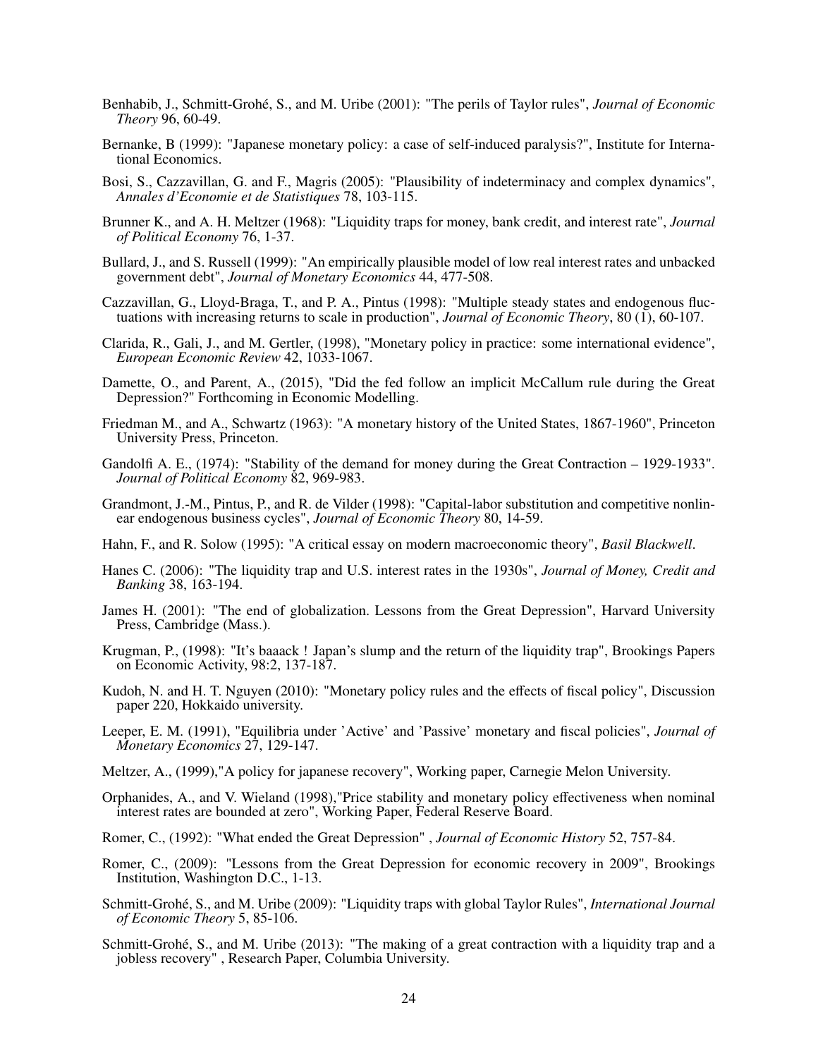Benhabib, J., Schmitt-Grohé, S., and M. Uribe (2001): "The perils of Taylor rules", *Journal of Economic Theory* 96, 60-49.

Bernanke, B (1999): "Japanese monetary policy: a case of self-induced paralysis?", Institute for International Economics.

Bosi, S., Cazzavillan, G. and F., Magris (2005): "Plausibility of indeterminacy and complex dynamics", *Annales d'Economie et de Statistiques* 78, 103-115.

Brunner K., and A. H. Meltzer (1968): "Liquidity traps for money, bank credit, and interest rate", *Journal of Political Economy* 76, 1-37.

Bullard, J., and S. Russell (1999): "An empirically plausible model of low real interest rates and unbacked government debt", *Journal of Monetary Economics* 44, 477-508.

Cazzavillan, G., Lloyd-Braga, T., and P. A., Pintus (1998): "Multiple steady states and endogenous fluctuations with increasing returns to scale in production", *Journal of Economic Theory*, 80 (1), 60-107.

Clarida, R., Gali, J., and M. Gertler, (1998), "Monetary policy in practice: some international evidence", *European Economic Review* 42, 1033-1067.

Damette, O., and Parent, A., (2015), "Did the fed follow an implicit McCallum rule during the Great Depression?" Forthcoming in Economic Modelling.

Friedman M., and A., Schwartz (1963): "A monetary history of the United States, 1867-1960", Princeton University Press, Princeton.

Gandolfi A. E., (1974): "Stability of the demand for money during the Great Contraction – 1929-1933". *Journal of Political Economy* 82, 969-983.

Grandmont, J.-M., Pintus, P., and R. de Vilder (1998): "Capital-labor substitution and competitive nonlinear endogenous business cycles", *Journal of Economic Theory* 80, 14-59.

Hahn, F., and R. Solow (1995): "A critical essay on modern macroeconomic theory", *Basil Blackwell*.

Hanes C. (2006): "The liquidity trap and U.S. interest rates in the 1930s", *Journal of Money, Credit and Banking* 38, 163-194.

James H. (2001): "The end of globalization. Lessons from the Great Depression", Harvard University Press, Cambridge (Mass.).

Krugman, P., (1998): "It's baaack ! Japan's slump and the return of the liquidity trap", Brookings Papers on Economic Activity, 98:2, 137-187.

Kudoh, N. and H. T. Nguyen (2010): "Monetary policy rules and the effects of fiscal policy", Discussion paper 220, Hokkaido university.

Leeper, E. M. (1991), "Equilibria under 'Active' and 'Passive' monetary and fiscal policies", *Journal of Monetary Economics* 27, 129-147.

Meltzer, A., (1999),"A policy for japanese recovery", Working paper, Carnegie Melon University.

Orphanides, A., and V. Wieland (1998),"Price stability and monetary policy effectiveness when nominal interest rates are bounded at zero", Working Paper, Federal Reserve Board.

Romer, C., (1992): "What ended the Great Depression" , *Journal of Economic History* 52, 757-84.

Romer, C., (2009): "Lessons from the Great Depression for economic recovery in 2009", Brookings Institution, Washington D.C., 1-13.

Schmitt-Grohé, S., and M. Uribe (2009): "Liquidity traps with global Taylor Rules", *International Journal of Economic Theory* 5, 85-106.

Schmitt-Grohé, S., and M. Uribe (2013): "The making of a great contraction with a liquidity trap and a jobless recovery" , Research Paper, Columbia University.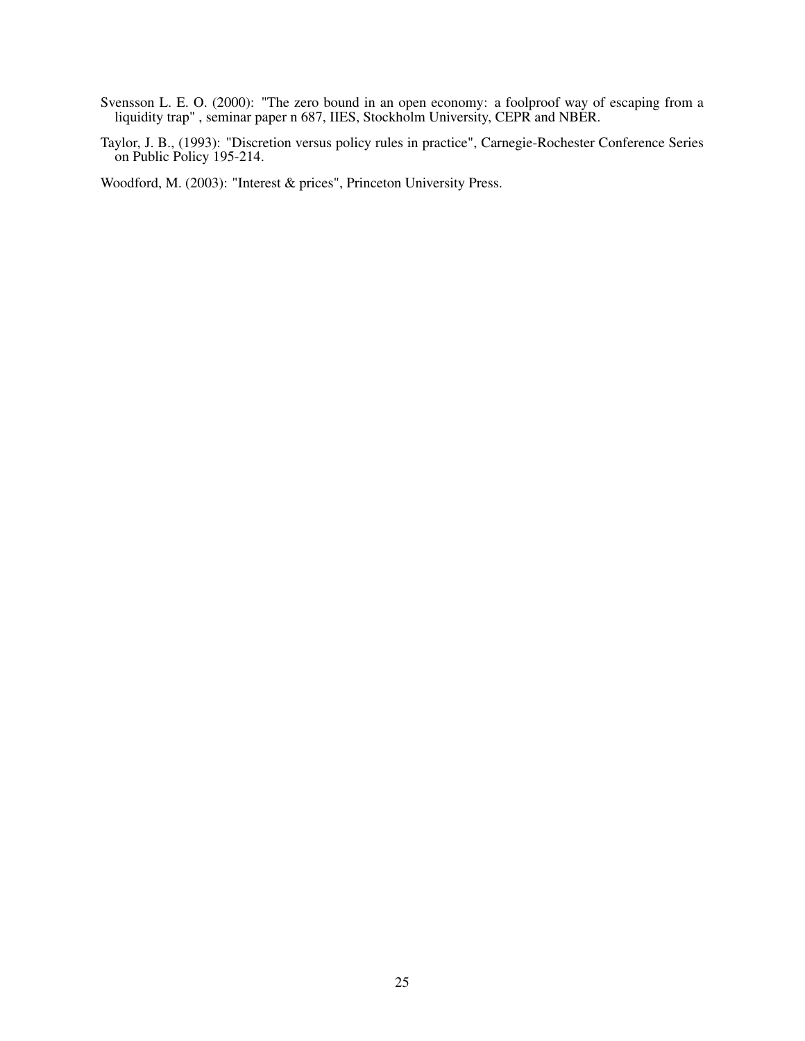Svensson L. E. O. (2000): "The zero bound in an open economy: a foolproof way of escaping from a liquidity trap" , seminar paper n 687, IIES, Stockholm University, CEPR and NBER.

Taylor, J. B., (1993): "Discretion versus policy rules in practice", Carnegie-Rochester Conference Series on Public Policy 195-214.

Woodford, M. (2003): "Interest & prices", Princeton University Press.